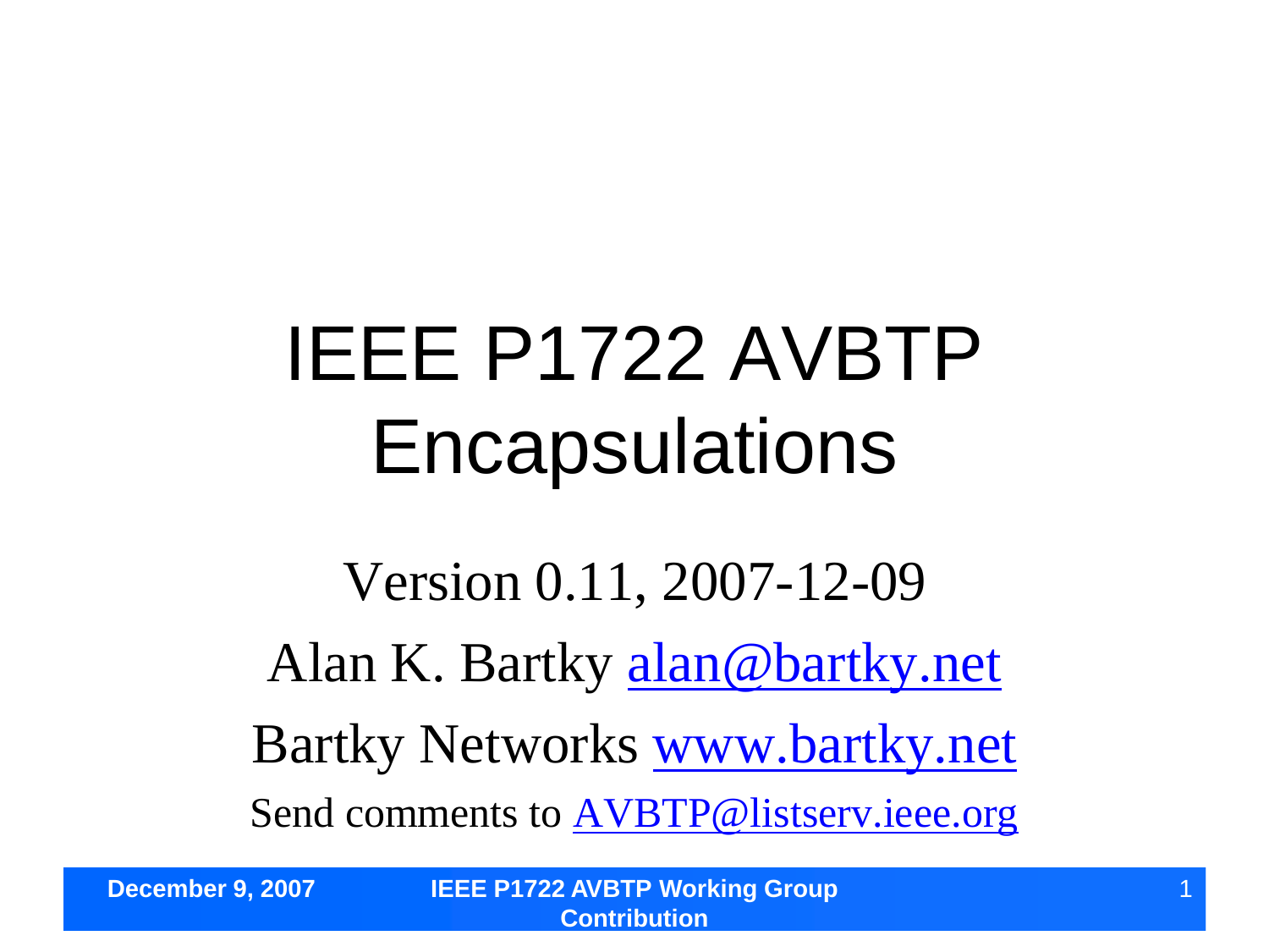# IEEE P1722 AVBTP Encapsulations

Version 0.11, 2007-12-09

Alan K. Bartky alan@bartky.net

Bartky Networks www.bartky.net

Send comments to AVBTP@listserv.ieee.org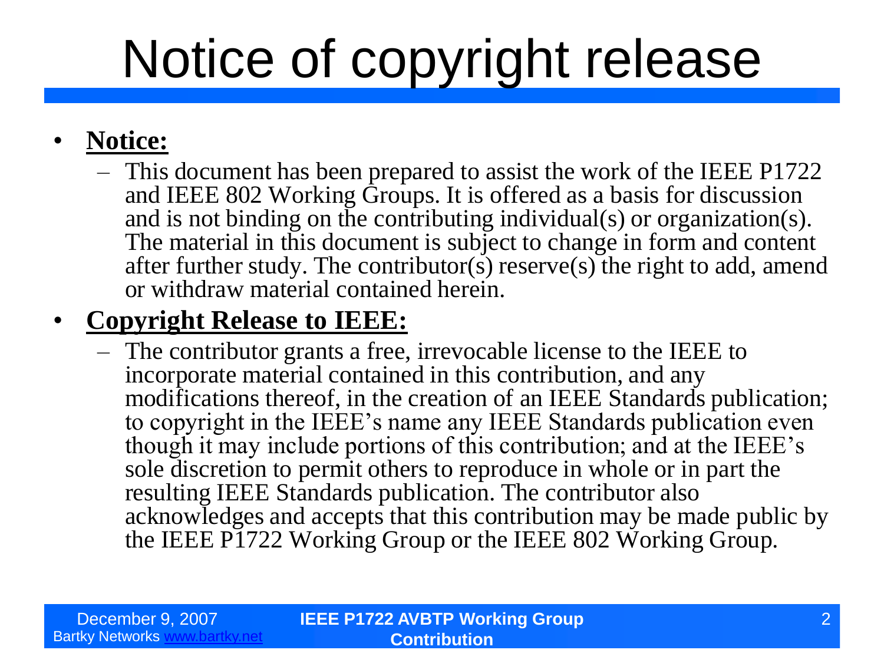# Notice of copyright release

- **Notice:**
  - This document has been prepared to assist the work of the IEEE P1722 and IEEE 802 Working Groups. It is offered as a basis for discussion and is not binding on the contributing individual(s) or organization(s). The material in this document is subject to change in form and content after further study. The contributor(s) reserve(s) the right to add, amend or withdraw material contained herein.
- **Copyright Release to IEEE:**
  - The contributor grants a free, irrevocable license to the IEEE to incorporate material contained in this contribution, and any modifications thereof, in the creation of an IEEE Standards publication; to copyright in the IEEE's name any IEEE Standards publication even though it may include portions of this contribution; and at the IEEE's sole discretion to permit others to reproduce in whole or in part the resulting IEEE Standards publication. The contributor also acknowledges and accepts that this contribution may be made public by the IEEE P1722 Working Group or the IEEE 802 Working Group.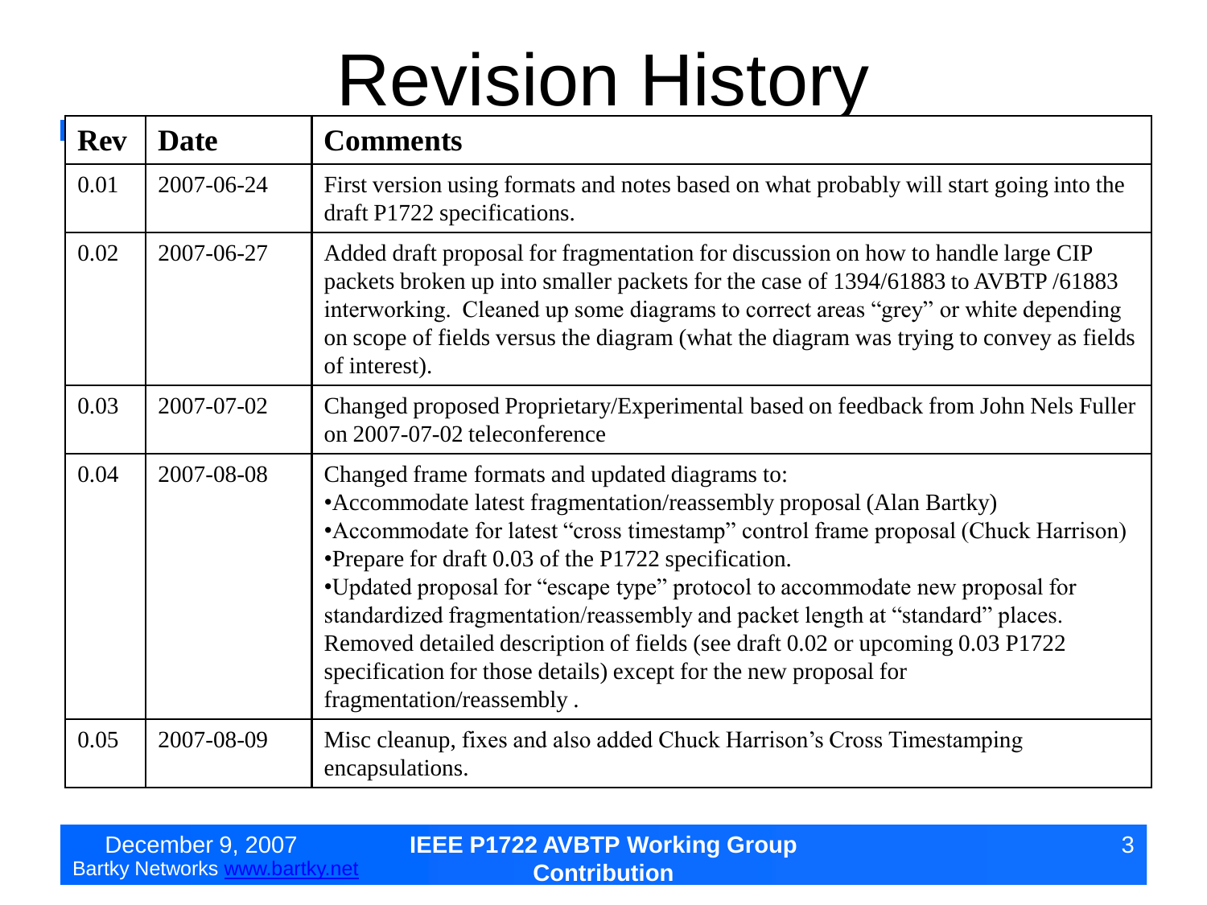# Revision History

| Rev | Date | Comments |
|---|---|---|
| 0.01 | 2007-06-24 | First version using formats and notes based on what probably will start going into the draft P1722 specifications. |
| 0.02 | 2007-06-27 | Added draft proposal for fragmentation for discussion on how to handle large CIP packets broken up into smaller packets for the case of 1394/61883 to AVBTP /61883 interworking. Cleaned up some diagrams to correct areas "grey" or white depending on scope of fields versus the diagram (what the diagram was trying to convey as fields of interest). |
| 0.03 | 2007-07-02 | Changed proposed Proprietary/Experimental based on feedback from John Nels Fuller on 2007-07-02 teleconference |
| 0.04 | 2007-08-08 | Changed frame formats and updated diagrams to:<br>•Accommodate latest fragmentation/reassembly proposal (Alan Bartky)<br>•Accommodate for latest "cross timestamp" control frame proposal (Chuck Harrison)<br>•Prepare for draft 0.03 of the P1722 specification.<br>•Updated proposal for "escape type" protocol to accommodate new proposal for standardized fragmentation/reassembly and packet length at "standard" places.<br>Removed detailed description of fields (see draft 0.02 or upcoming 0.03 P1722 specification for those details) except for the new proposal for fragmentation/reassembly . |
| 0.05 | 2007-08-09 | Misc cleanup, fixes and also added Chuck Harrison's Cross Timestamping encapsulations. |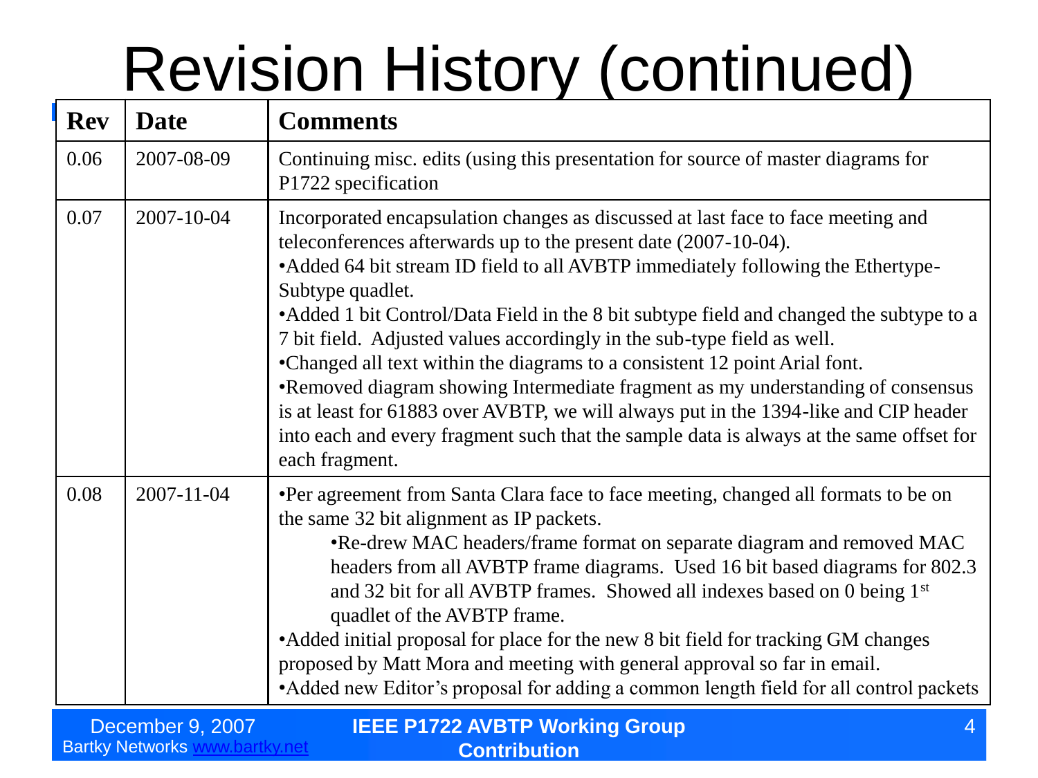# Revision History (continued)

| Rev | Date | Comments |
|---|---|---|
| 0.06 | 2007-08-09 | Continuing misc. edits (using this presentation for source of master diagrams for P1722 specification |
| 0.07 | 2007-10-04 | Incorporated encapsulation changes as discussed at last face to face meeting and teleconferences afterwards up to the present date (2007-10-04).<br>•Added 64 bit stream ID field to all AVBTP immediately following the Ethertype-Subtype quadlet.<br>•Added 1 bit Control/Data Field in the 8 bit subtype field and changed the subtype to a 7 bit field. Adjusted values accordingly in the sub-type field as well.<br>•Changed all text within the diagrams to a consistent 12 point Arial font.<br>•Removed diagram showing Intermediate fragment as my understanding of consensus is at least for 61883 over AVBTP, we will always put in the 1394-like and CIP header into each and every fragment such that the sample data is always at the same offset for each fragment. |
| 0.08 | 2007-11-04 | •Per agreement from Santa Clara face to face meeting, changed all formats to be on the same 32 bit alignment as IP packets.<br>•Re-drew MAC headers/frame format on separate diagram and removed MAC headers from all AVBTP frame diagrams. Used 16 bit based diagrams for 802.3 and 32 bit for all AVBTP frames. Showed all indexes based on 0 being 1st quadlet of the AVBTP frame.<br>•Added initial proposal for place for the new 8 bit field for tracking GM changes proposed by Matt Mora and meeting with general approval so far in email.<br>•Added new Editor's proposal for adding a common length field for all control packets |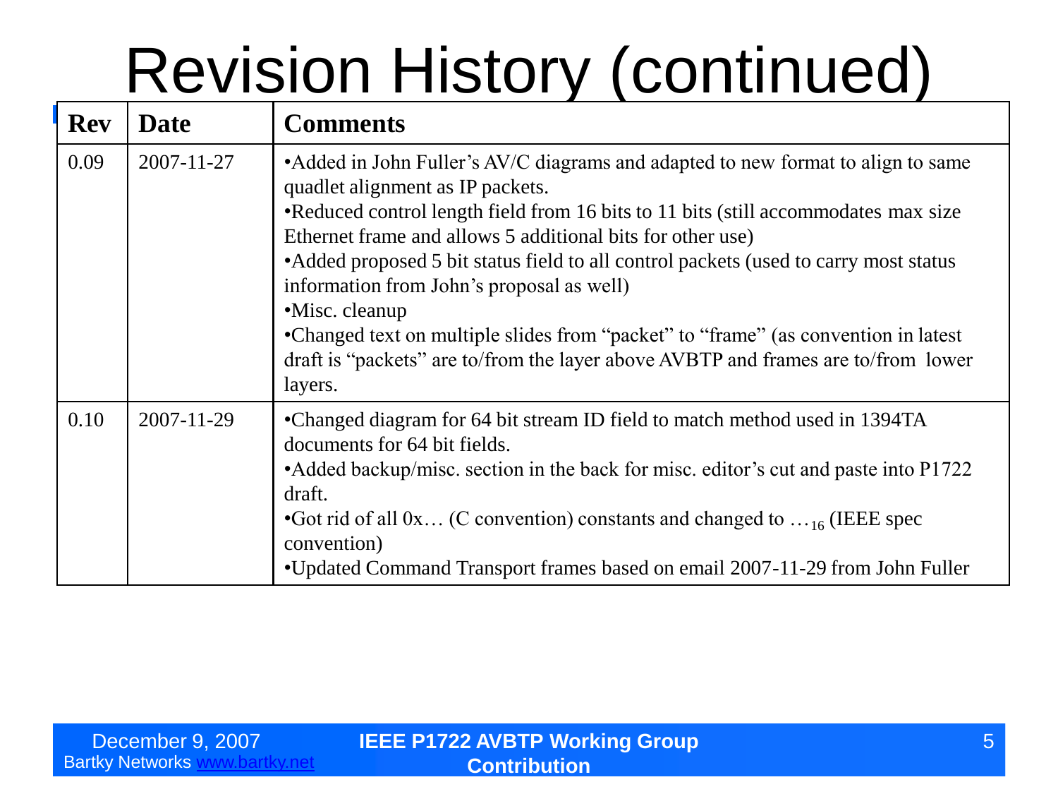# Revision History (continued)

| Rev | Date | Comments |
|---|---|---|
| 0.09 | 2007-11-27 | •Added in John Fuller's AV/C diagrams and adapted to new format to align to same quadlet alignment as IP packets.<br>•Reduced control length field from 16 bits to 11 bits (still accommodates max size Ethernet frame and allows 5 additional bits for other use)<br>•Added proposed 5 bit status field to all control packets (used to carry most status information from John's proposal as well)<br>•Misc. cleanup<br>•Changed text on multiple slides from "packet" to "frame" (as convention in latest draft is "packets" are to/from the layer above AVBTP and frames are to/from lower layers. |
| 0.10 | 2007-11-29 | •Changed diagram for 64 bit stream ID field to match method used in 1394TA documents for 64 bit fields.<br>•Added backup/misc. section in the back for misc. editor's cut and paste into P1722 draft.<br>•Got rid of all 0x… (C convention) constants and changed to $\ldots_{16}$ (IEEE spec convention)<br>•Updated Command Transport frames based on email 2007-11-29 from John Fuller |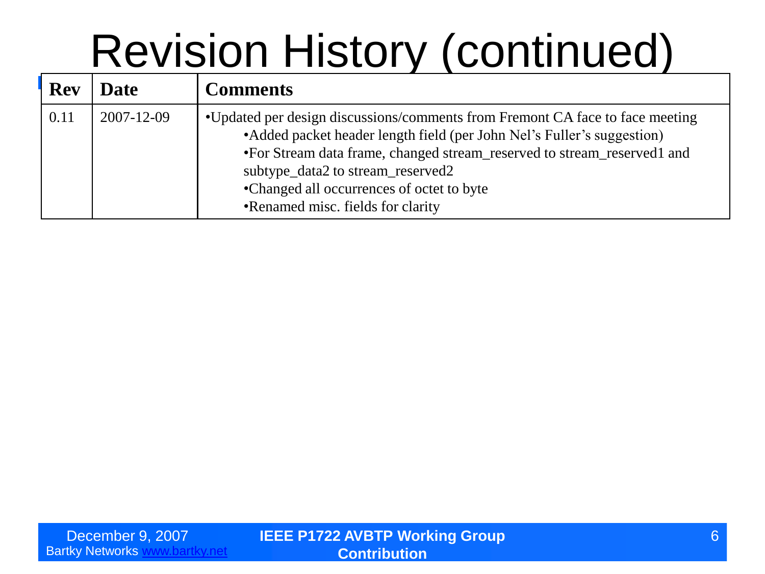# Revision History (continued)

| Rev | Date | Comments |
|---|---|---|
| 0.11 | 2007-12-09 | •Updated per design discussions/comments from Fremont CA face to face meeting<br>•Added packet header length field (per John Nel's Fuller's suggestion)<br>•For Stream data frame, changed stream_reserved to stream_reserved1 and subtype_data2 to stream_reserved2<br>•Changed all occurrences of octet to byte<br>•Renamed misc. fields for clarity |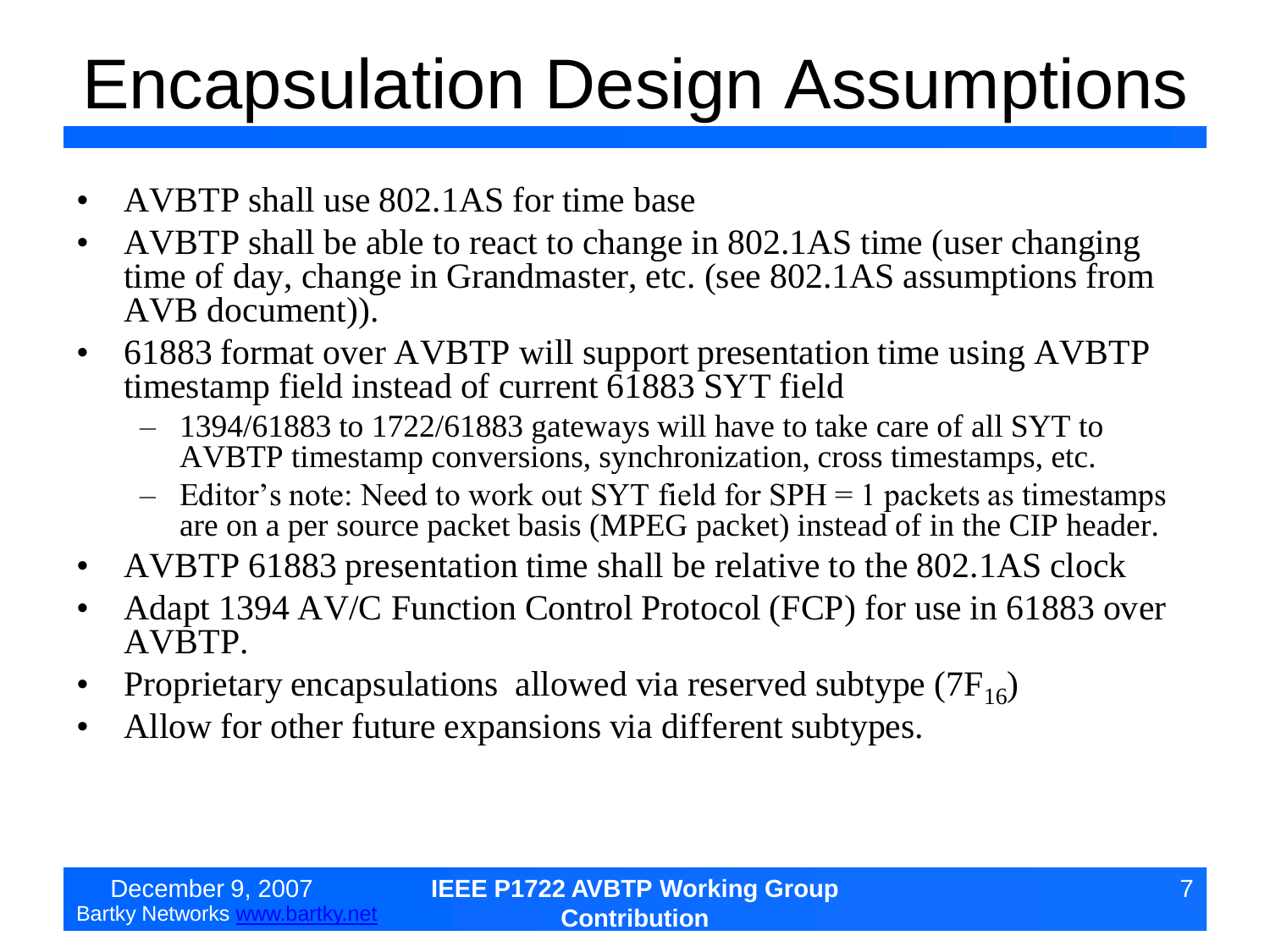# Encapsulation Design Assumptions

- AVBTP shall use 802.1AS for time base
- AVBTP shall be able to react to change in 802.1AS time (user changing time of day, change in Grandmaster, etc. (see 802.1AS assumptions from AVB document)).
- 61883 format over AVBTP will support presentation time using AVBTP timestamp field instead of current 61883 SYT field
  - 1394/61883 to 1722/61883 gateways will have to take care of all SYT to AVBTP timestamp conversions, synchronization, cross timestamps, etc.
  - Editor's note: Need to work out SYT field for SPH = 1 packets as timestamps are on a per source packet basis (MPEG packet) instead of in the CIP header.
- AVBTP 61883 presentation time shall be relative to the 802.1AS clock
- Adapt 1394 AV/C Function Control Protocol (FCP) for use in 61883 over AVBTP.
- Proprietary encapsulations allowed via reserved subtype ($7F_{16}$)
- Allow for other future expansions via different subtypes.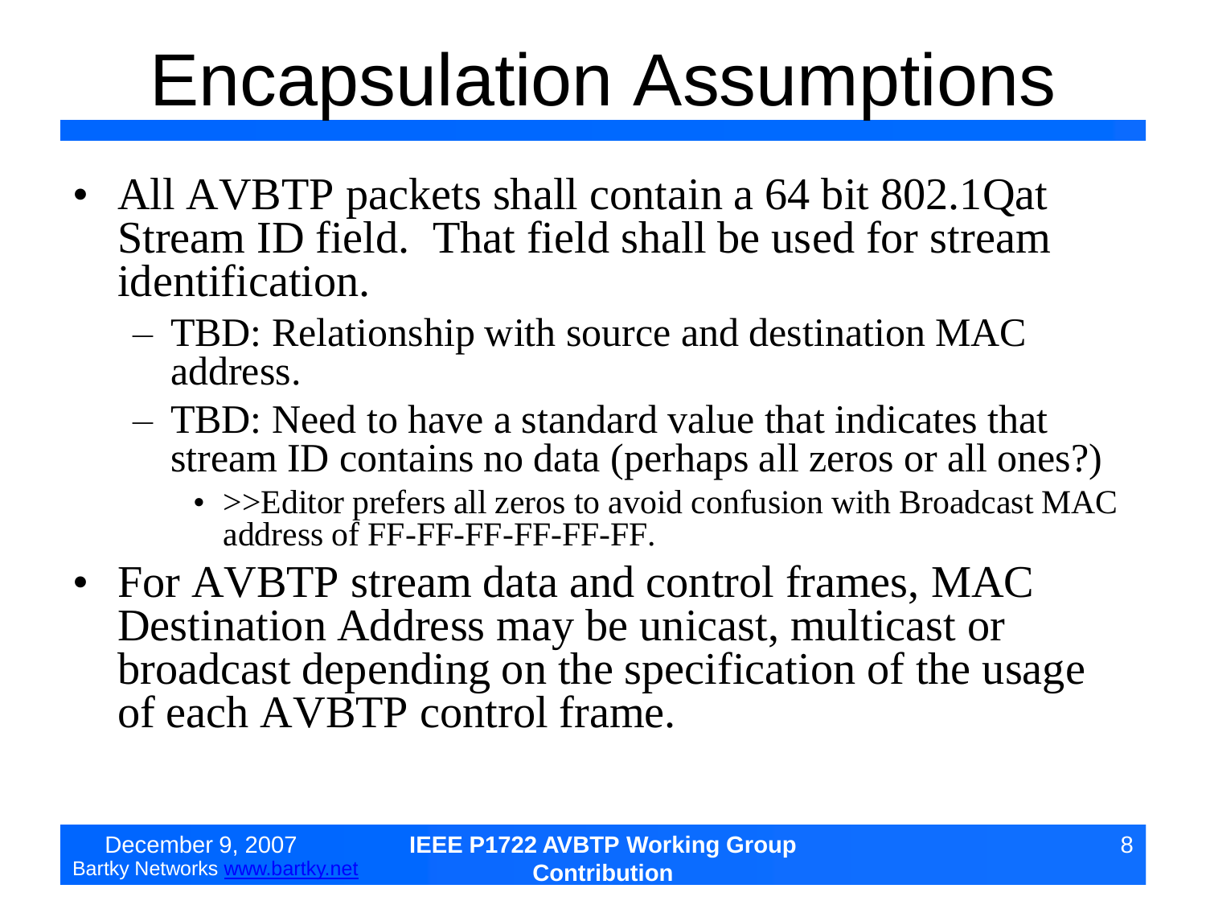# Encapsulation Assumptions

- All AVBTP packets shall contain a 64 bit 802.1Qat Stream ID field. That field shall be used for stream identification.
  - TBD: Relationship with source and destination MAC address.
  - TBD: Need to have a standard value that indicates that stream ID contains no data (perhaps all zeros or all ones?)
    - >>Editor prefers all zeros to avoid confusion with Broadcast MAC address of FF-FF-FF-FF-FF-FF.
- For AVBTP stream data and control frames, MAC Destination Address may be unicast, multicast or broadcast depending on the specification of the usage of each AVBTP control frame.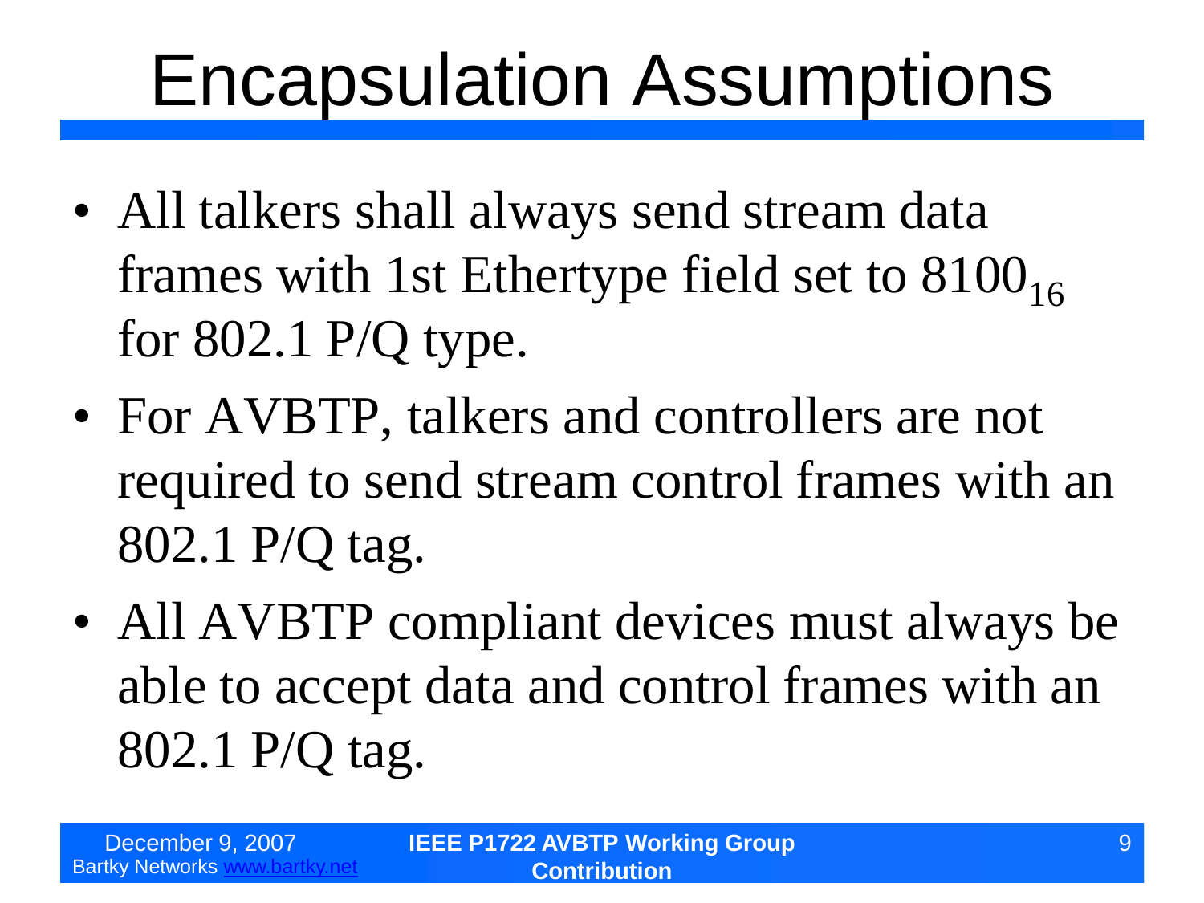# Encapsulation Assumptions

- All talkers shall always send stream data frames with 1st Ethertype field set to $8100_{16}$ for 802.1 P/Q type.
- For AVBTP, talkers and controllers are not required to send stream control frames with an 802.1 P/Q tag.
- All AVBTP compliant devices must always be able to accept data and control frames with an 802.1 P/Q tag.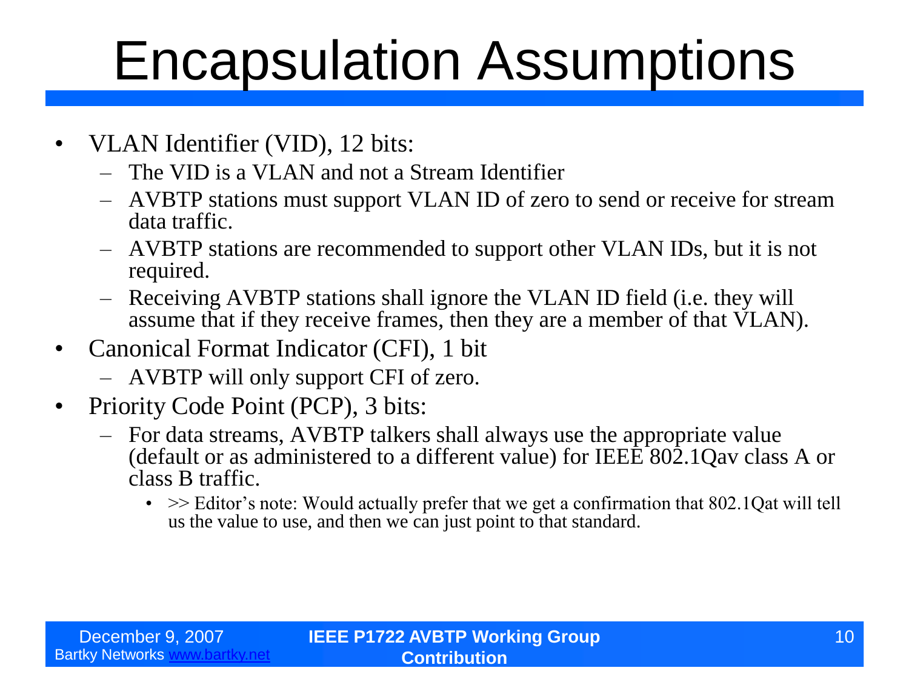# Encapsulation Assumptions

- VLAN Identifier (VID), 12 bits:
  - The VID is a VLAN and not a Stream Identifier
  - AVBTP stations must support VLAN ID of zero to send or receive for stream data traffic.
  - AVBTP stations are recommended to support other VLAN IDs, but it is not required.
  - Receiving AVBTP stations shall ignore the VLAN ID field (i.e. they will assume that if they receive frames, then they are a member of that VLAN).
- Canonical Format Indicator (CFI), 1 bit
  - AVBTP will only support CFI of zero.
- Priority Code Point (PCP), 3 bits:
  - For data streams, AVBTP talkers shall always use the appropriate value (default or as administered to a different value) for IEEE 802.1Qav class A or class B traffic.
    - >> Editor's note: Would actually prefer that we get a confirmation that 802.1Qat will tell us the value to use, and then we can just point to that standard.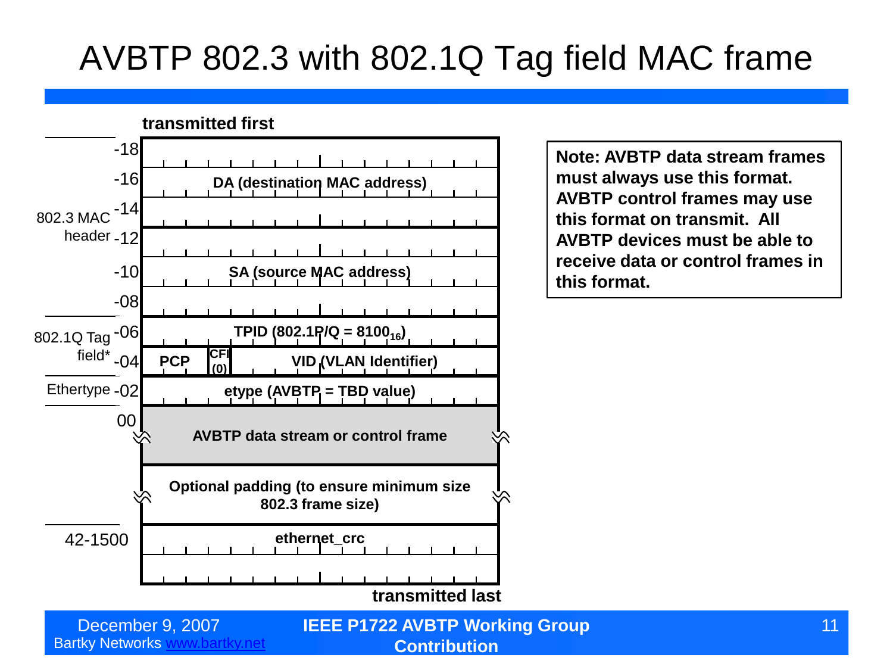# AVBTP 802.3 with 802.1Q Tag field MAC frame

**transmitted first**

| Section | Offset | Field |
|---|---|---|
| 802.3 MAC header | -18 | DA (destination MAC address) |
| | -16 | |
| | -14 | |
| | -12 | SA (source MAC address) |
| | -10 | |
| | -08 | |
| 802.1Q Tag field* | -06 | TPID (802.1P/Q = $8100_{16}$) |
| | -04 | PCP / CFI (0) / VID (VLAN Identifier) |
| Ethertype | -02 | etype (AVBTP = TBD value) |
| | 00 | AVBTP data stream or control frame |
| | | Optional padding (to ensure minimum size 802.3 frame size) |
| | 42-1500 | ethernet_crc |

**transmitted last**

**Note: AVBTP data stream frames must always use this format. AVBTP control frames may use this format on transmit. All AVBTP devices must be able to receive data or control frames in this format.**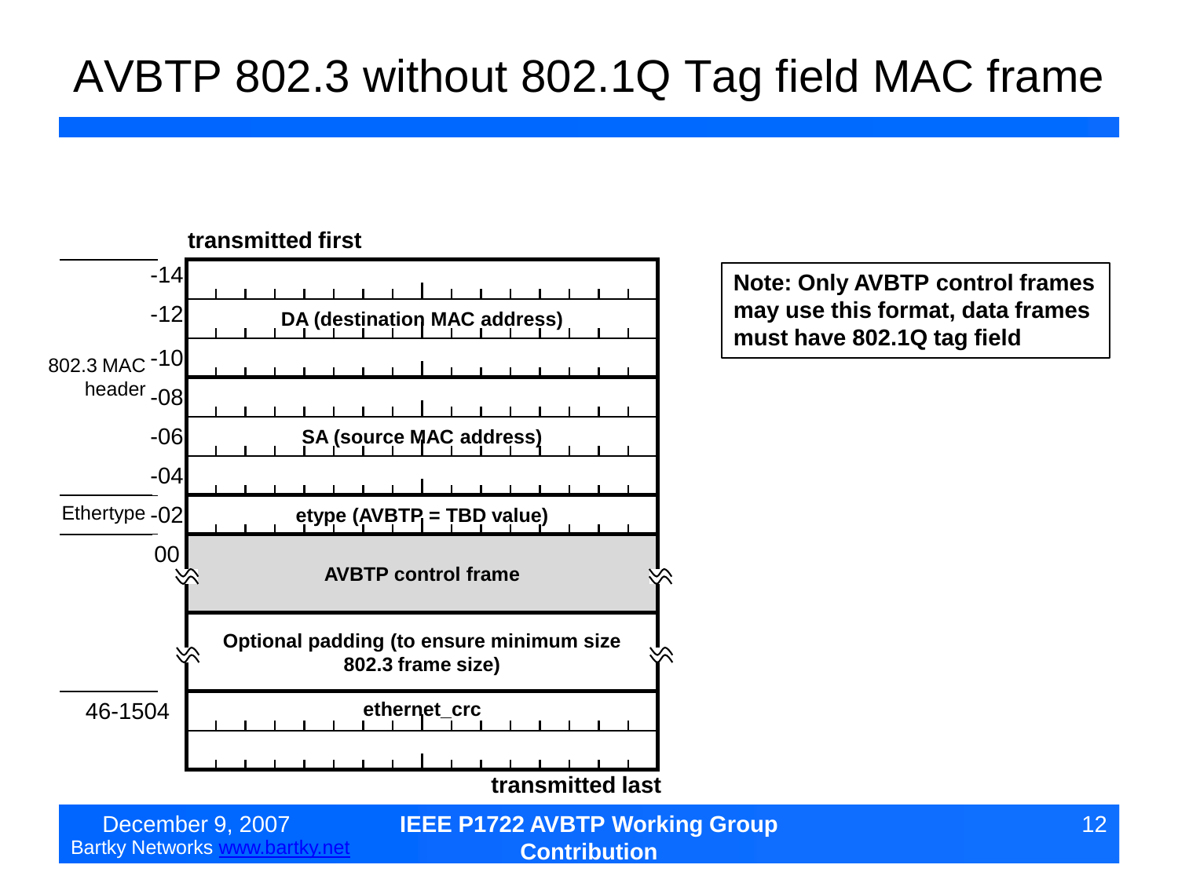# AVBTP 802.3 without 802.1Q Tag field MAC frame

**transmitted first**

| Offset | Section | Field |
|---|---|---|
| -14 | 802.3 MAC header | DA (destination MAC address) |
| -12 | | |
| -10 | | |
| -08 | | SA (source MAC address) |
| -06 | | |
| -04 | | |
| -02 | Ethertype | etype (AVBTP = TBD value) |
| 00 | | AVBTP control frame |
| | | Optional padding (to ensure minimum size 802.3 frame size) |
| 46-1504 | | ethernet_crc |

**transmitted last**

**Note: Only AVBTP control frames may use this format, data frames must have 802.1Q tag field**

December 9, 2007
Bartky Networks www.bartky.net

**IEEE P1722 AVBTP Working Group Contribution**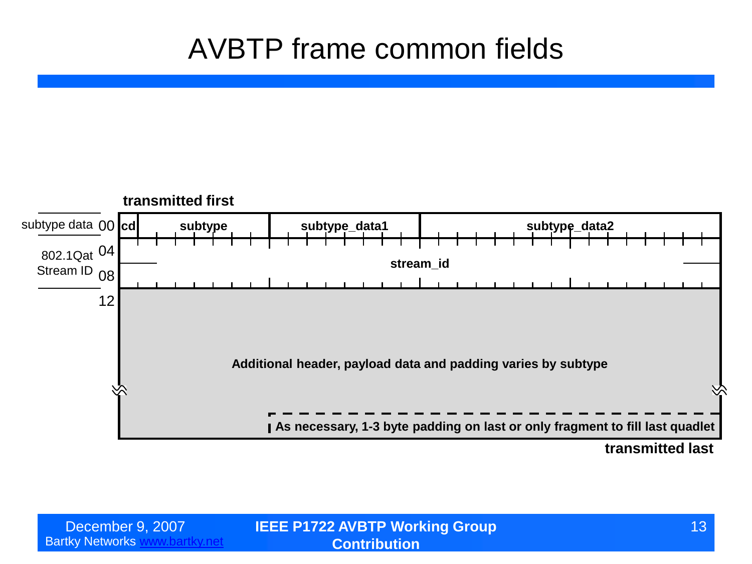# AVBTP frame common fields

**transmitted first**

| | Offset | | | | |
|---|---|---|---|---|---|
| subtype data | 00 | **cd** | **subtype** | **subtype_data1** | **subtype_data2** |
| 802.1Qat Stream ID | 04 | **stream_id** | | | |
| | 08 | | | | |
| | 12 | **Additional header, payload data and padding varies by subtype** | | | |
| | | | | **As necessary, 1-3 byte padding on last or only fragment to fill last quadlet** | |

**transmitted last**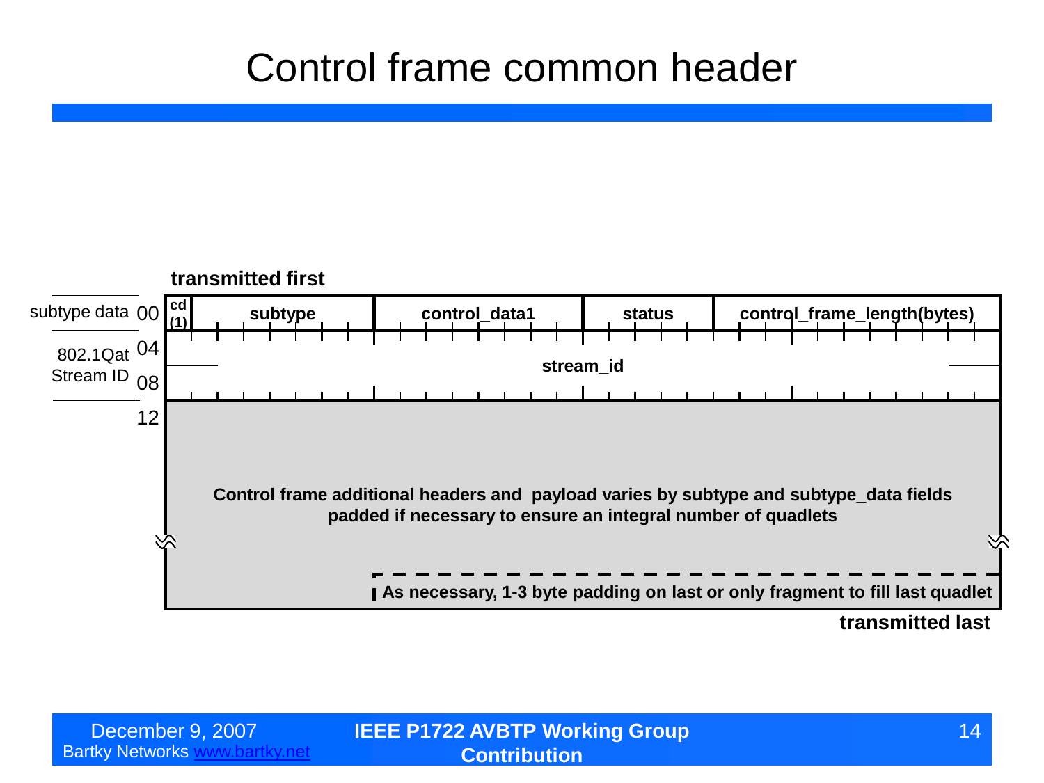# Control frame common header

**transmitted first**

| Offset | Label | Fields |
|---|---|---|
| 00 | subtype data | **cd (1)** \| **subtype** \| **control_data1** \| **status** \| **control_frame_length(bytes)** |
| 04 | 802.1Qat Stream ID | **stream_id** |
| 08 | | |
| 12 | | **Control frame additional headers and payload varies by subtype and subtype_data fields padded if necessary to ensure an integral number of quadlets** |
| | | **As necessary, 1-3 byte padding on last or only fragment to fill last quadlet** |

**transmitted last**

December 9, 2007
Bartky Networks www.bartky.net

**IEEE P1722 AVBTP Working Group Contribution**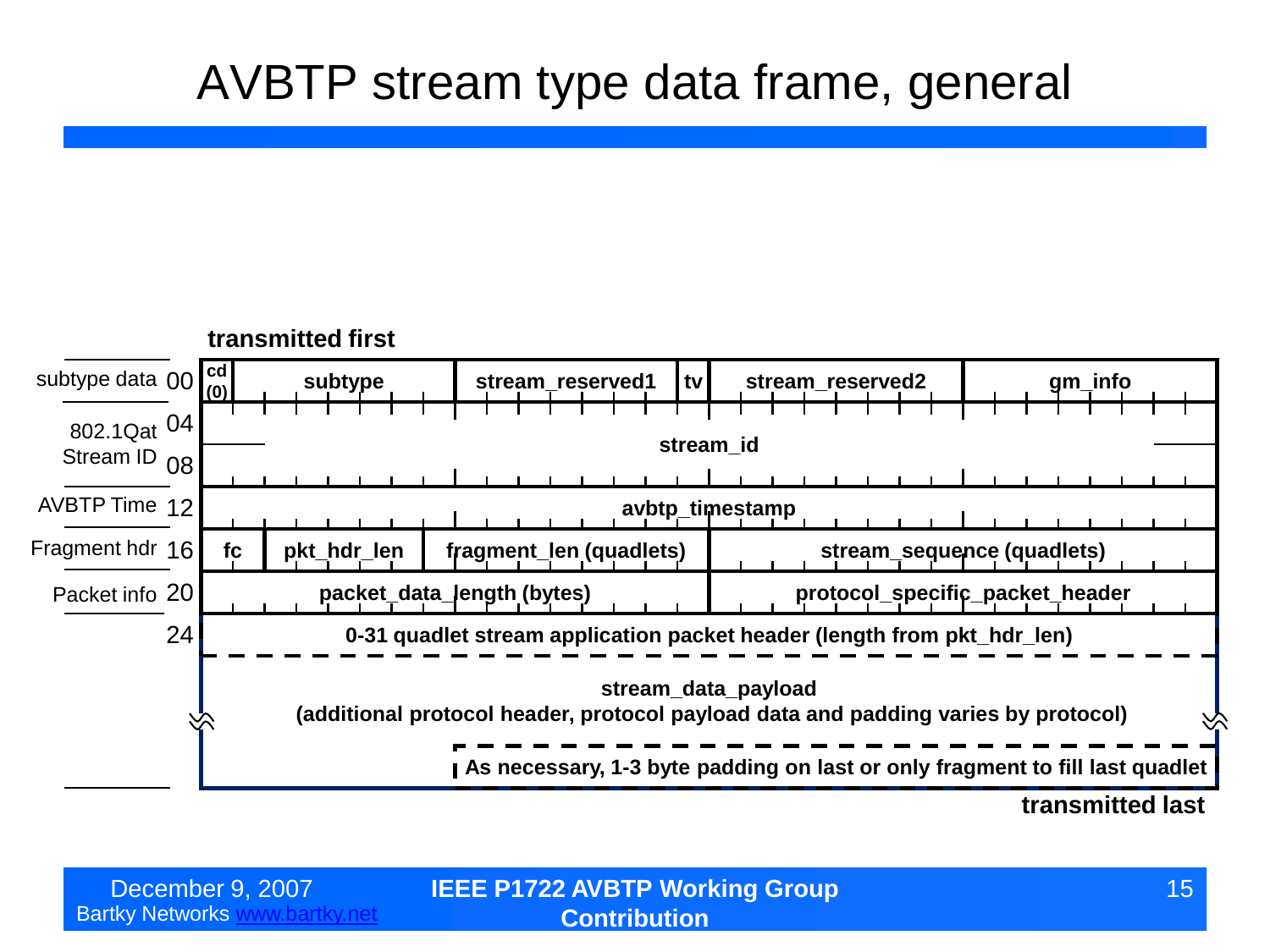# AVBTP stream type data frame, general

**transmitted first**

| Offset | Label | Fields |
|---|---|---|
| 00 | subtype data | **cd (0)** \| **subtype** \| **stream_reserved1** \| **tv** \| **stream_reserved2** \| **gm_info** |
| 04 | 802.1Qat Stream ID | **stream_id** |
| 08 | | |
| 12 | AVBTP Time | **avbtp_timestamp** |
| 16 | Fragment hdr | **fc** \| **pkt_hdr_len** \| **fragment_len (quadlets)** \| **stream_sequence (quadlets)** |
| 20 | Packet info | **packet_data_length (bytes)** \| **protocol_specific_packet_header** |
| 24 | | **0-31 quadlet stream application packet header (length from pkt_hdr_len)** |
| | | **stream_data_payload** **(additional protocol header, protocol payload data and padding varies by protocol)** |
| | | **As necessary, 1-3 byte padding on last or only fragment to fill last quadlet** |

**transmitted last**

December 9, 2007
Bartky Networks www.bartky.net

**IEEE P1722 AVBTP Working Group Contribution**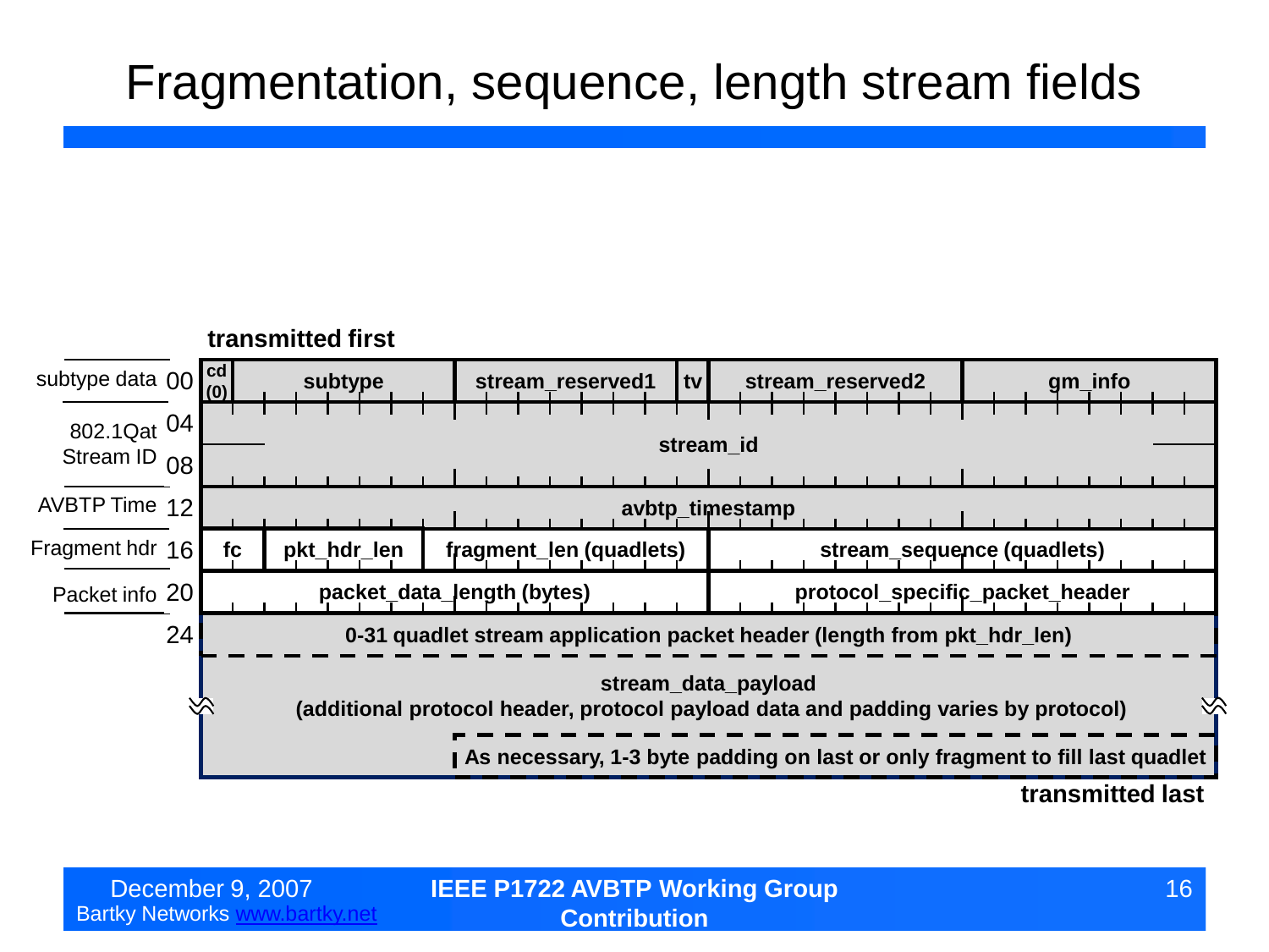# Fragmentation, sequence, length stream fields

**transmitted first**

| Label | Offset | Fields | | | | | |
|---|---|---|---|---|---|---|---|
| subtype data | 00 | cd (0) | subtype | stream_reserved1 | tv | stream_reserved2 | gm_info |
| 802.1Qat Stream ID | 04 | stream_id | | | | | |
| | 08 | | | | | | |
| AVBTP Time | 12 | avbtp_timestamp | | | | | |
| Fragment hdr | 16 | fc | pkt_hdr_len | fragment_len (quadlets) | stream_sequence (quadlets) | | |
| Packet info | 20 | packet_data_length (bytes) | | | protocol_specific_packet_header | | |
| | 24 | 0-31 quadlet stream application packet header (length from pkt_hdr_len) | | | | | |

stream_data_payload
(additional protocol header, protocol payload data and padding varies by protocol)

As necessary, 1-3 byte padding on last or only fragment to fill last quadlet

**transmitted last**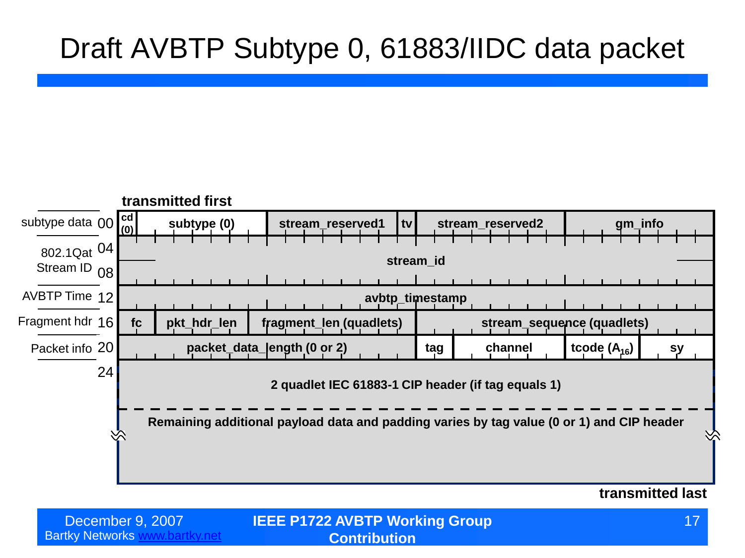# Draft AVBTP Subtype 0, 61883/IIDC data packet

**transmitted first**

| | Offset | | | | | | | | | |
|---|---|---|---|---|---|---|---|---|---|---|
| subtype data | 00 | cd (0) | subtype (0) | | stream_reserved1 | tv | stream_reserved2 | | gm_info | |
| 802.1Qat Stream ID | 04 | stream_id | | | | | | | | |
| | 08 | | | | | | | | | |
| AVBTP Time | 12 | avbtp_timestamp | | | | | | | | |
| Fragment hdr | 16 | fc | pkt_hdr_len | | fragment_len (quadlets) | | stream_sequence (quadlets) | | | |
| Packet info | 20 | packet_data_length (0 or 2) | | | | | tag | channel | tcode ($A_{16}$) | sy |
| | 24 | 2 quadlet IEC 61883-1 CIP header (if tag equals 1) | | | | | | | | |
| | | Remaining additional payload data and padding varies by tag value (0 or 1) and CIP header | | | | | | | | |

**transmitted last**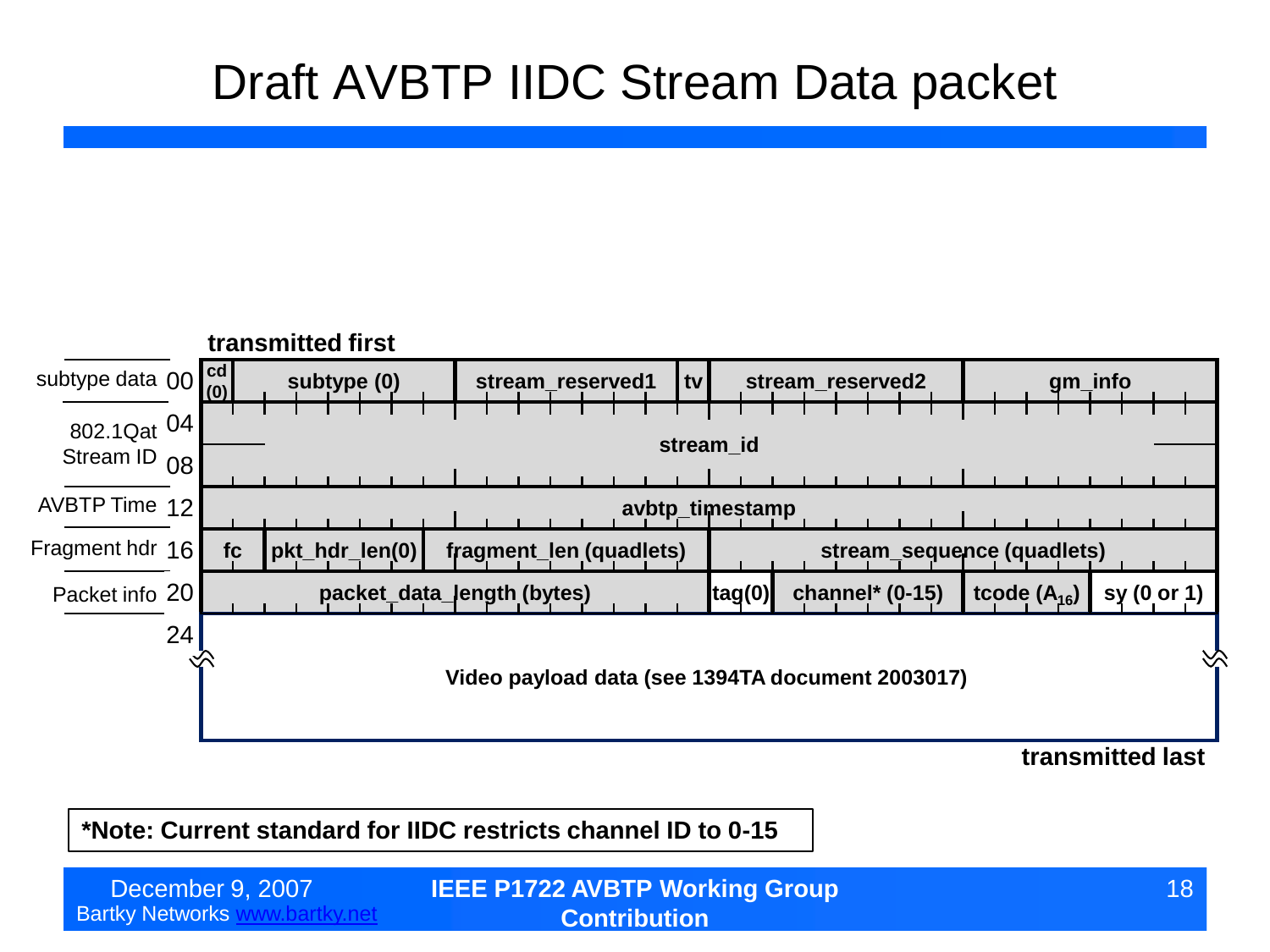# Draft AVBTP IIDC Stream Data packet

**transmitted first**

| Offset | Section | Fields |
|---|---|---|
| 00 | subtype data | cd (0) \| subtype (0) \| stream_reserved1 \| tv \| stream_reserved2 \| gm_info |
| 04 | 802.1Qat Stream ID | stream_id |
| 08 | | stream_id |
| 12 | AVBTP Time | avbtp_timestamp |
| 16 | Fragment hdr | fc \| pkt_hdr_len(0) \| fragment_len (quadlets) \| stream_sequence (quadlets) |
| 20 | Packet info | packet_data_length (bytes) \| tag(0) \| channel* (0-15) \| tcode ($A_{16}$) \| sy (0 or 1) |
| 24 | | Video payload data (see 1394TA document 2003017) |

**transmitted last**

**\*Note: Current standard for IIDC restricts channel ID to 0-15**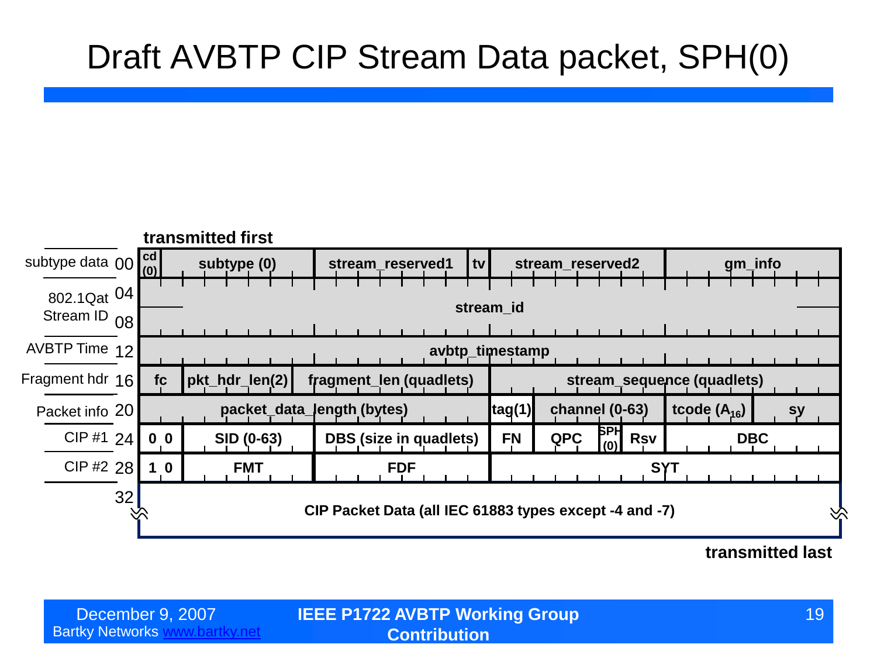# Draft AVBTP CIP Stream Data packet, SPH(0)

**transmitted first**

| Label | Offset | Fields |
|---|---|---|
| subtype data | 00 | cd (0) \| subtype (0) \| stream_reserved1 \| tv \| stream_reserved2 \| gm_info |
| 802.1Qat Stream ID | 04 | stream_id |
| | 08 | |
| AVBTP Time | 12 | avbtp_timestamp |
| Fragment hdr | 16 | fc \| pkt_hdr_len(2) \| fragment_len (quadlets) \| stream_sequence (quadlets) |
| Packet info | 20 | packet_data_length (bytes) \| tag(1) \| channel (0-63) \| tcode ($A_{16}$) \| sy |
| CIP #1 | 24 | 0 0 \| SID (0-63) \| DBS (size in quadlets) \| FN \| QPC \| SPH (0) \| Rsv \| DBC |
| CIP #2 | 28 | 1 0 \| FMT \| FDF \| SYT |
| | 32 | CIP Packet Data (all IEC 61883 types except -4 and -7) |

**transmitted last**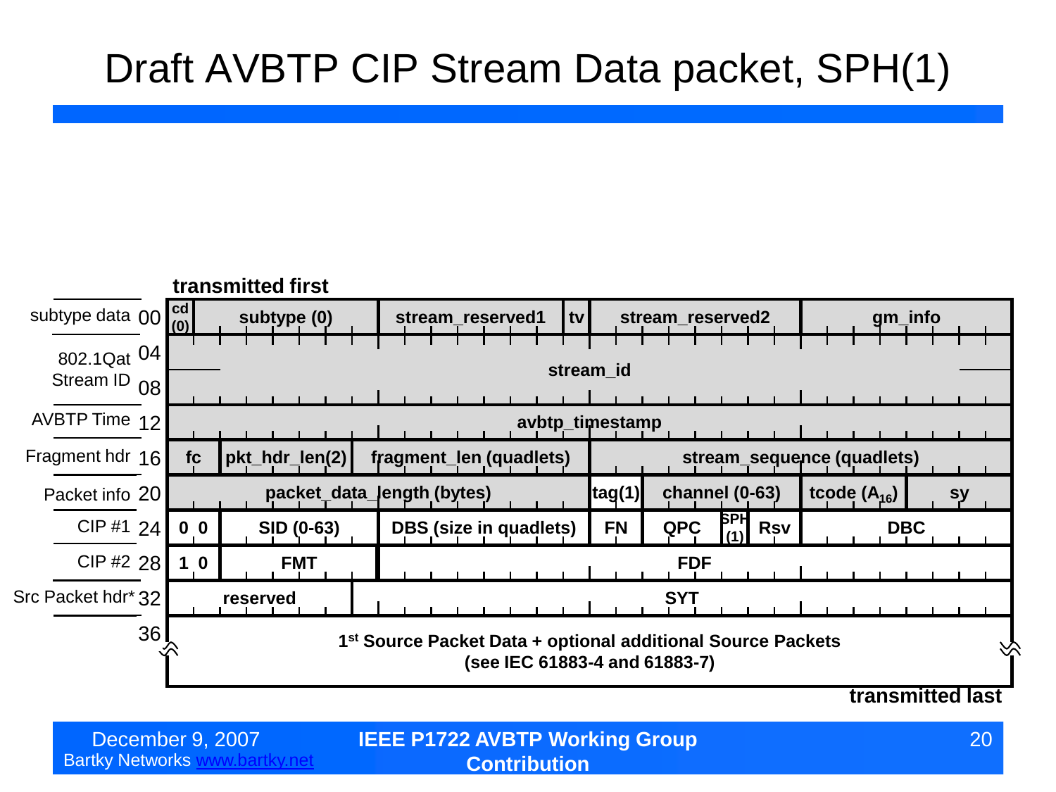# Draft AVBTP CIP Stream Data packet, SPH(1)

**transmitted first**

| Label | Offset | Fields |
|---|---|---|
| subtype data | 00 | **cd (0)** \| **subtype (0)** \| **stream_reserved1** \| **tv** \| **stream_reserved2** \| **gm_info** |
| 802.1Qat Stream ID | 04 | **stream_id** |
| | 08 | |
| AVBTP Time | 12 | **avbtp_timestamp** |
| Fragment hdr | 16 | **fc** \| **pkt_hdr_len(2)** \| **fragment_len (quadlets)** \| **stream_sequence (quadlets)** |
| Packet info | 20 | **packet_data_length (bytes)** \| **tag(1)** \| **channel (0-63)** \| **tcode ($A_{16}$)** \| **sy** |
| CIP #1 | 24 | **0 0** \| **SID (0-63)** \| **DBS (size in quadlets)** \| **FN** \| **QPC** \| **SPH (1)** \| **Rsv** \| **DBC** |
| CIP #2 | 28 | **1 0** \| **FMT** \| **FDF** |
| Src Packet hdr* | 32 | **reserved** \| **SYT** |
| | 36 | **1st Source Packet Data + optional additional Source Packets (see IEC 61883-4 and 61883-7)** |

**transmitted last**

December 9, 2007
Bartky Networks www.bartky.net

**IEEE P1722 AVBTP Working Group Contribution**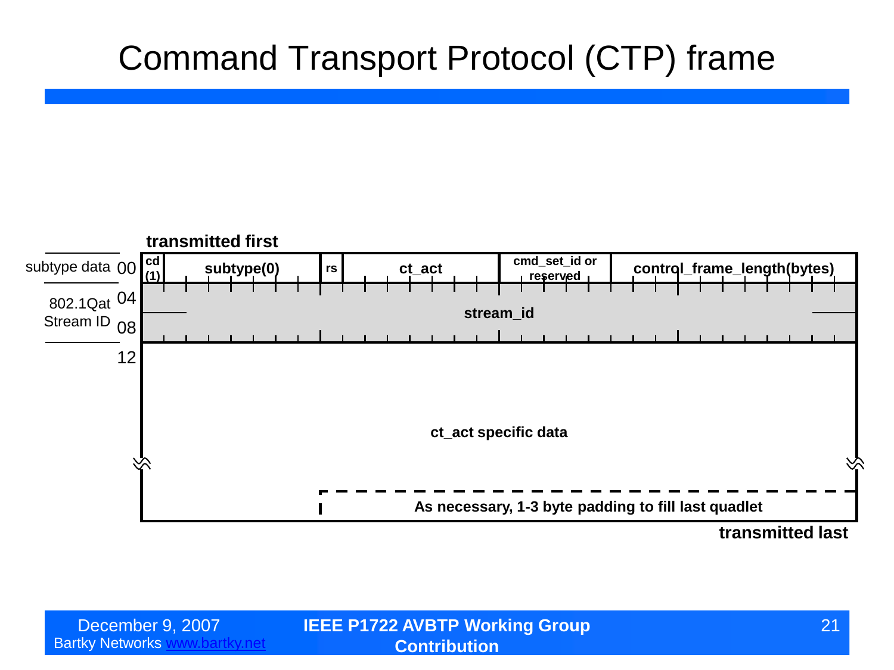# Command Transport Protocol (CTP) frame

transmitted first

| Offset | | Fields |
|---|---|---|
| subtype data | 00 | cd (1) \| subtype(0) \| rs \| ct_act \| cmd_set_id or reserved \| control_frame_length(bytes) |
| 802.1Qat Stream ID | 04 | stream_id |
| | 08 | |
| | 12 | ct_act specific data |
| | | As necessary, 1-3 byte padding to fill last quadlet |

transmitted last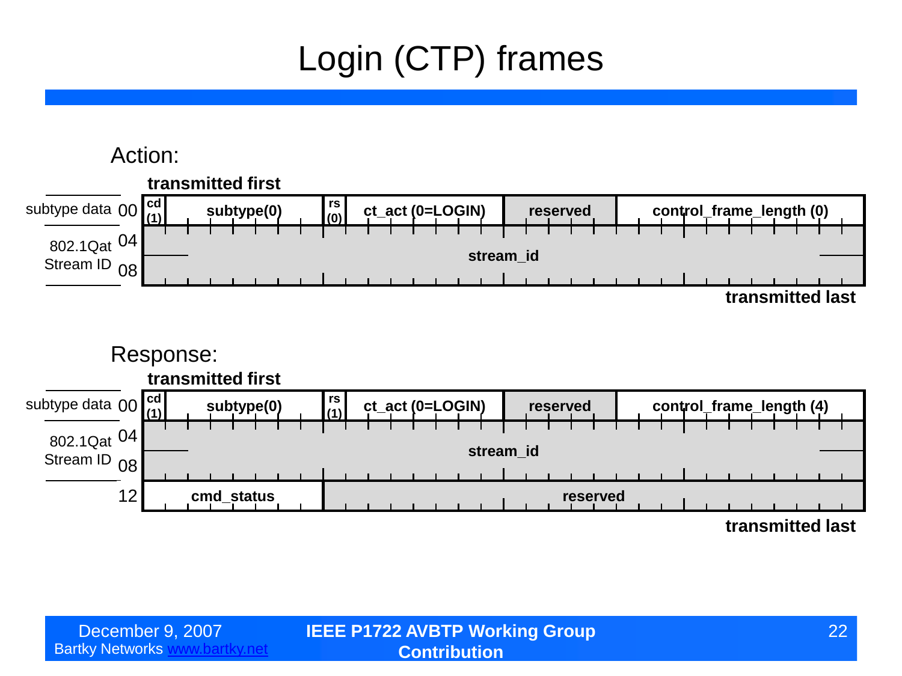# Login (CTP) frames

## Action:

**transmitted first**

| | Offset | Fields | | | | | |
|---|---|---|---|---|---|---|---|
| subtype data | 00 | cd (1) | subtype(0) | rs (0) | ct_act (0=LOGIN) | reserved | control_frame_length (0) |
| 802.1Qat Stream ID | 04 | stream_id | | | | | |
| | 08 | | | | | | |

**transmitted last**

## Response:

**transmitted first**

| | Offset | Fields | | | | | |
|---|---|---|---|---|---|---|---|
| subtype data | 00 | cd (1) | subtype(0) | rs (1) | ct_act (0=LOGIN) | reserved | control_frame_length (4) |
| 802.1Qat Stream ID | 04 | stream_id | | | | | |
| | 08 | | | | | | |
| | 12 | cmd_status | | reserved | | | |

**transmitted last**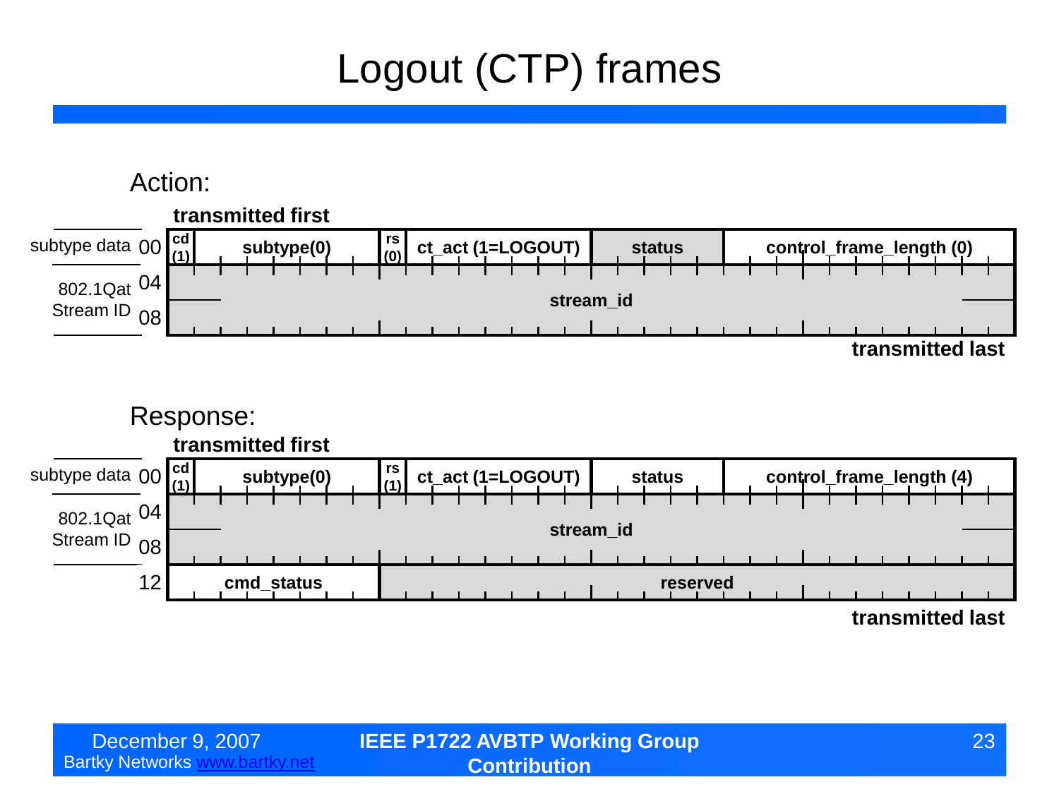# Logout (CTP) frames

## Action:

**transmitted first**

| | Offset | | | | | | |
|---|---|---|---|---|---|---|---|
| subtype data | 00 | cd (1) | subtype(0) | rs (0) | ct_act (1=LOGOUT) | status | control_frame_length (0) |
| 802.1Qat Stream ID | 04 | stream_id | | | | | |
| | 08 | | | | | | |

**transmitted last**

## Response:

**transmitted first**

| | Offset | | | | | | |
|---|---|---|---|---|---|---|---|
| subtype data | 00 | cd (1) | subtype(0) | rs (1) | ct_act (1=LOGOUT) | status | control_frame_length (4) |
| 802.1Qat Stream ID | 04 | stream_id | | | | | |
| | 08 | | | | | | |
| | 12 | cmd_status | | | reserved | | |

**transmitted last**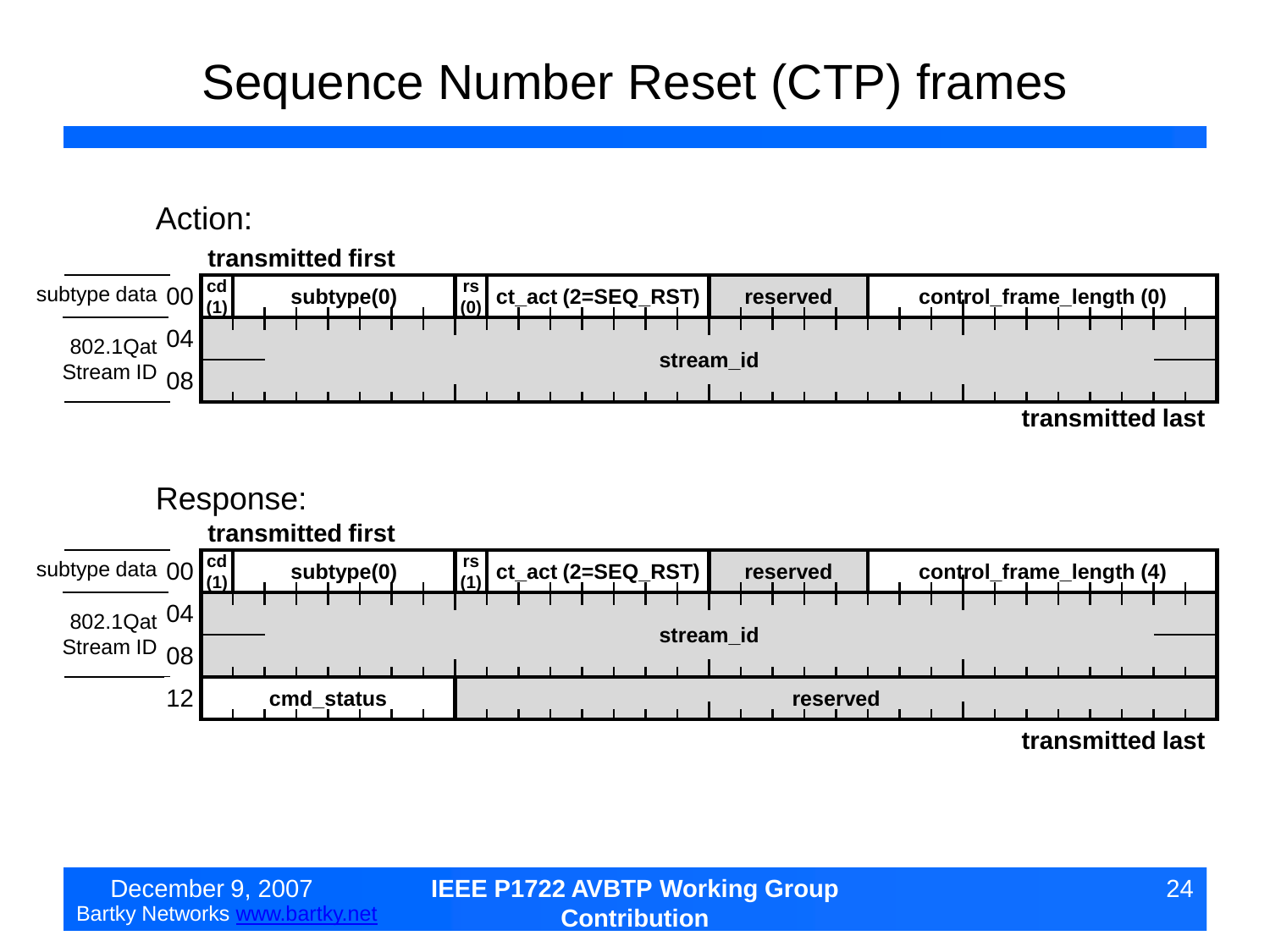# Sequence Number Reset (CTP) frames

**Action:**

**transmitted first**

| Offset | Label | Fields | | | | | |
|---|---|---|---|---|---|---|---|
| 00 | subtype data | cd (1) | subtype(0) | rs (0) | ct_act (2=SEQ_RST) | reserved | control_frame_length (0) |
| 04 | 802.1Qat Stream ID | stream_id | | | | | |
| 08 | | | | | | | |

**transmitted last**

**Response:**

**transmitted first**

| Offset | Label | Fields | | | | | |
|---|---|---|---|---|---|---|---|
| 00 | subtype data | cd (1) | subtype(0) | rs (1) | ct_act (2=SEQ_RST) | reserved | control_frame_length (4) |
| 04 | 802.1Qat Stream ID | stream_id | | | | | |
| 08 | | | | | | | |
| 12 | | cmd_status | | reserved | | | |

**transmitted last**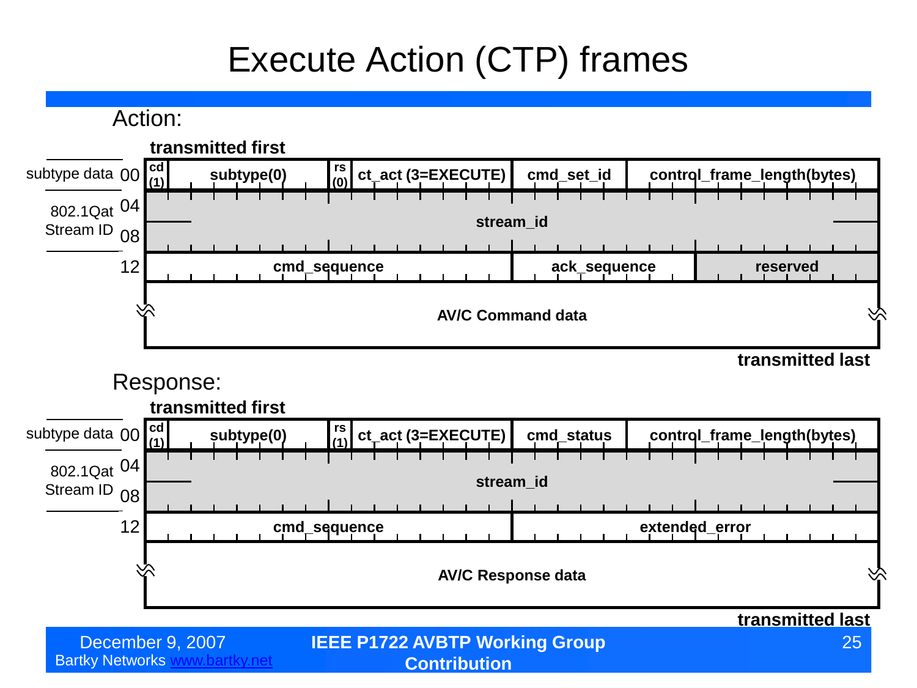# Execute Action (CTP) frames

## Action:

**transmitted first**

| Offset | Fields |
|---|---|
| subtype data 00 | cd (1) \| subtype(0) \| rs (0) \| ct_act (3=EXECUTE) \| cmd_set_id \| control_frame_length(bytes) |
| 802.1Qat Stream ID 04 | stream_id |
| 08 | stream_id |
| 12 | cmd_sequence \| ack_sequence \| reserved |
| | AV/C Command data |

**transmitted last**

## Response:

**transmitted first**

| Offset | Fields |
|---|---|
| subtype data 00 | cd (1) \| subtype(0) \| rs (1) \| ct_act (3=EXECUTE) \| cmd_status \| control_frame_length(bytes) |
| 802.1Qat Stream ID 04 | stream_id |
| 08 | stream_id |
| 12 | cmd_sequence \| extended_error |
| | AV/C Response data |

**transmitted last**

December 9, 2007
Bartky Networks www.bartky.net

**IEEE P1722 AVBTP Working Group Contribution**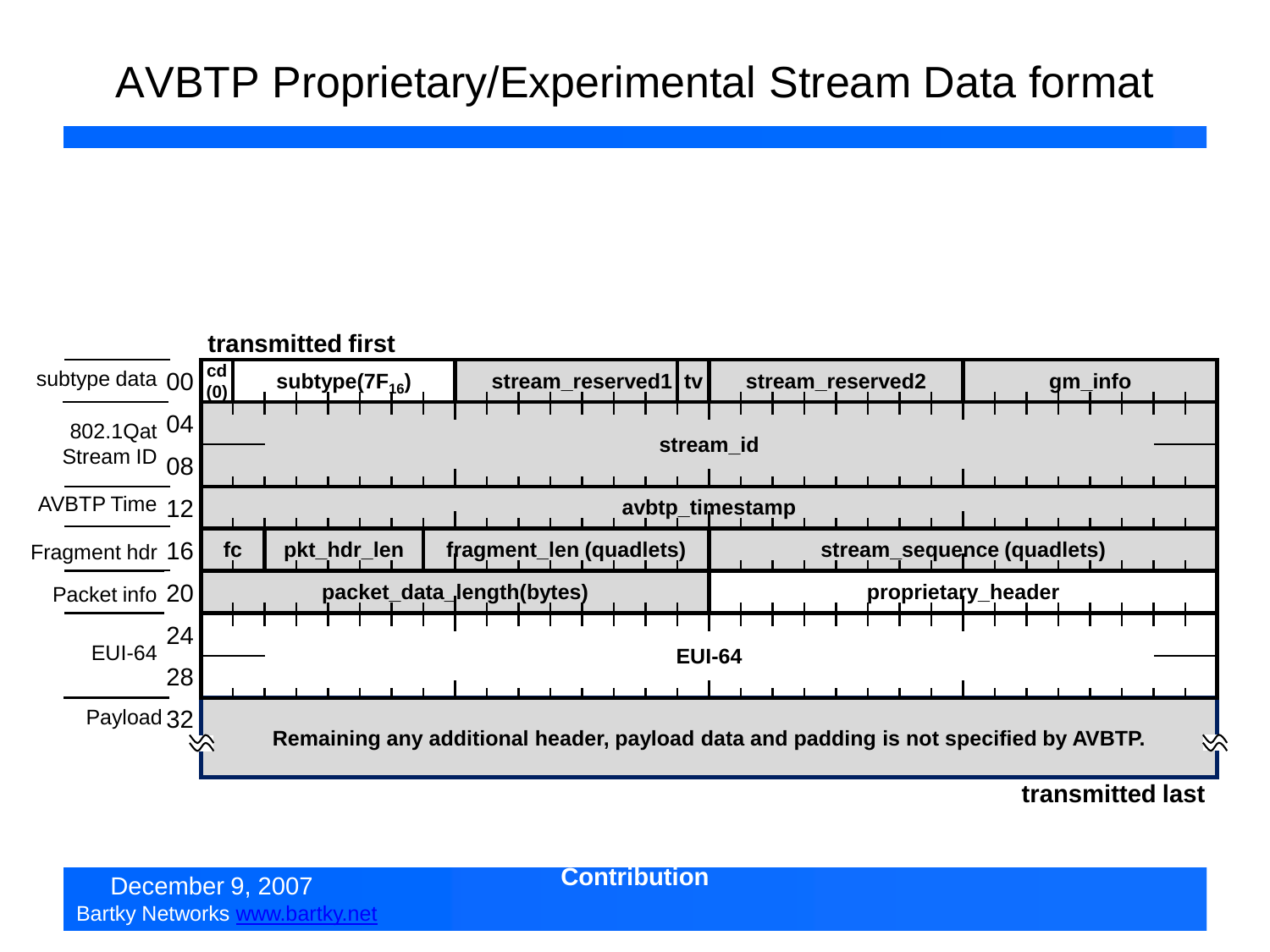# AVBTP Proprietary/Experimental Stream Data format

**transmitted first**

| Section | Offset | Fields |
|---|---|---|
| subtype data | 00 | **cd (0)** \| **subtype($7F_{16}$)** \| **stream_reserved1** \| **tv** \| **stream_reserved2** \| **gm_info** |
| 802.1Qat Stream ID | 04 | **stream_id** |
| | 08 | |
| AVBTP Time | 12 | **avbtp_timestamp** |
| Fragment hdr | 16 | **fc** \| **pkt_hdr_len** \| **fragment_len (quadlets)** \| **stream_sequence (quadlets)** |
| Packet info | 20 | **packet_data_length(bytes)** \| **proprietary_header** |
| EUI-64 | 24 | **EUI-64** |
| | 28 | |
| Payload | 32 | **Remaining any additional header, payload data and padding is not specified by AVBTP.** |

**transmitted last**

**Contribution**

December 9, 2007

Bartky Networks www.bartky.net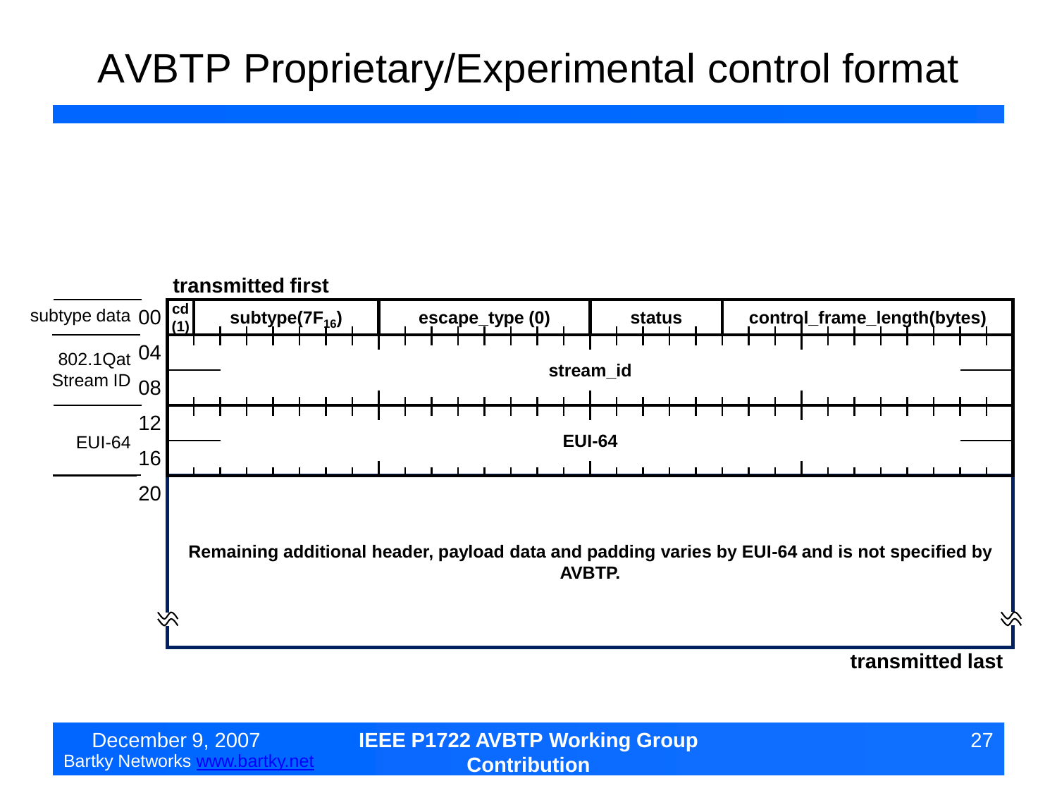# AVBTP Proprietary/Experimental control format

**transmitted first**

| Section | Offset | Fields | | | | |
|---|---|---|---|---|---|---|
| subtype data | 00 | **cd (1)** | **subtype($7F_{16}$)** | **escape_type (0)** | **status** | **control_frame_length(bytes)** |
| 802.1Qat Stream ID | 04 | **stream_id** | | | | |
| | 08 | | | | | |
| EUI-64 | 12 | **EUI-64** | | | | |
| | 16 | | | | | |
| | 20 | **Remaining additional header, payload data and padding varies by EUI-64 and is not specified by AVBTP.** | | | | |

**transmitted last**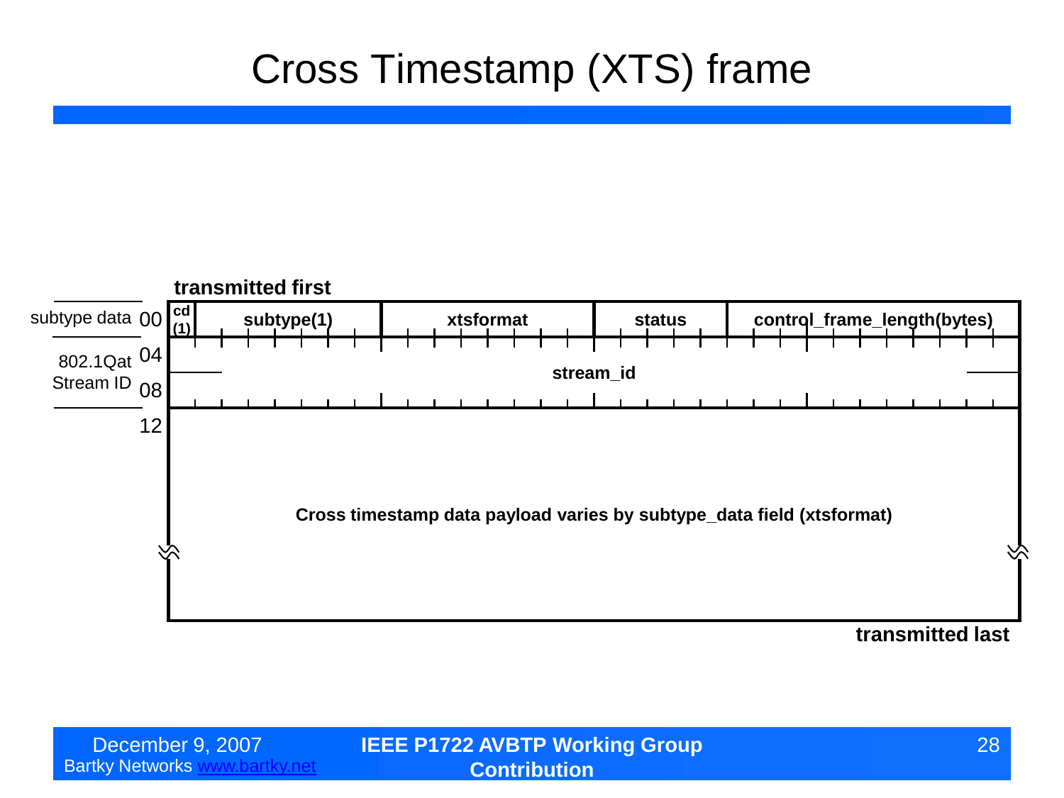# Cross Timestamp (XTS) frame

**transmitted first**

| Offset | | | | | | |
|---|---|---|---|---|---|---|
| subtype data | 00 | cd (1) | subtype(1) | xtsformat | status | control_frame_length(bytes) |
| 802.1Qat Stream ID | 04 | stream_id | | | | |
| | 08 | | | | | |
| | 12 | Cross timestamp data payload varies by subtype_data field (xtsformat) | | | | |

**transmitted last**

December 9, 2007
Bartky Networks www.bartky.net

**IEEE P1722 AVBTP Working Group Contribution**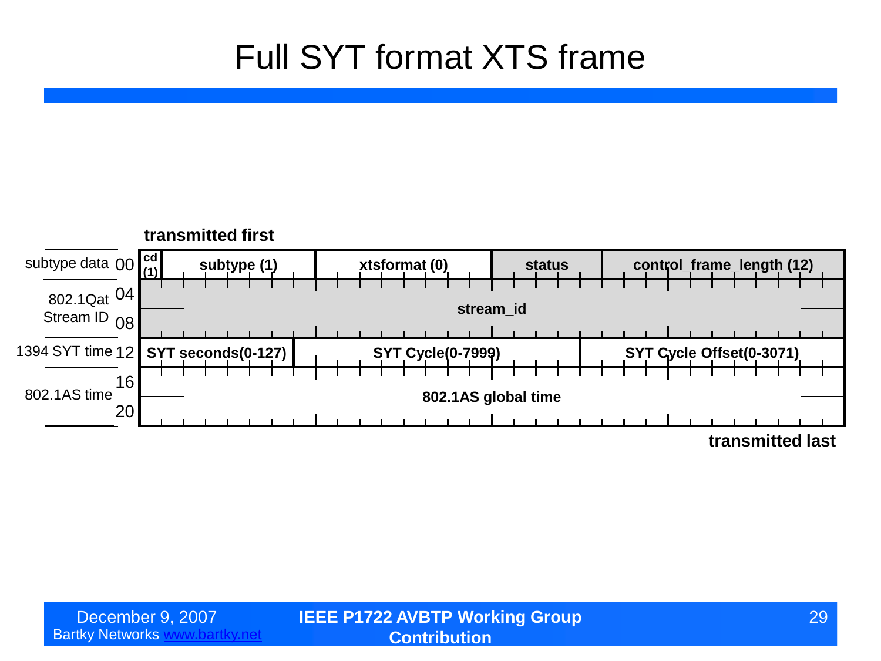# Full SYT format XTS frame

**transmitted first**

| | Offset | Fields | | | | |
|---|---|---|---|---|---|---|
| subtype data | 00 | cd (1) | subtype (1) | xtsformat (0) | status | control_frame_length (12) |
| 802.1Qat Stream ID | 04 | stream_id | | | | |
| | 08 | | | | | |
| 1394 SYT time | 12 | SYT seconds(0-127) | SYT Cycle(0-7999) | SYT Cycle Offset(0-3071) | | |
| 802.1AS time | 16 | 802.1AS global time | | | | |
| | 20 | | | | | |

**transmitted last**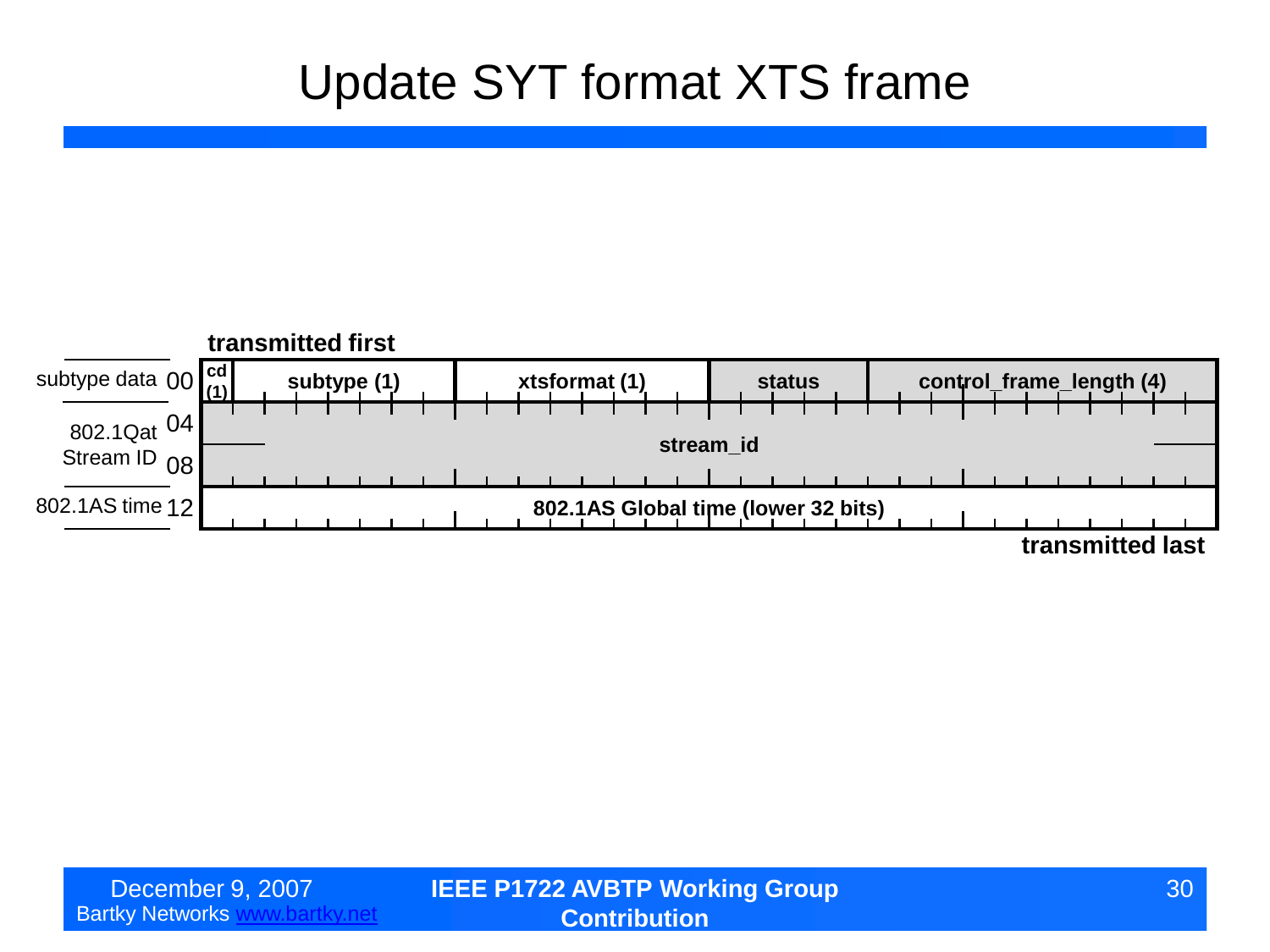# Update SYT format XTS frame

**transmitted first**

| | Offset | | | | | |
|---|---|---|---|---|---|---|
| subtype data | 00 | cd (1) | subtype (1) | xtsformat (1) | status | control_frame_length (4) |
| 802.1Qat Stream ID | 04 | stream_id | | | | |
| | 08 | | | | | |
| 802.1AS time | 12 | 802.1AS Global time (lower 32 bits) | | | | |

**transmitted last**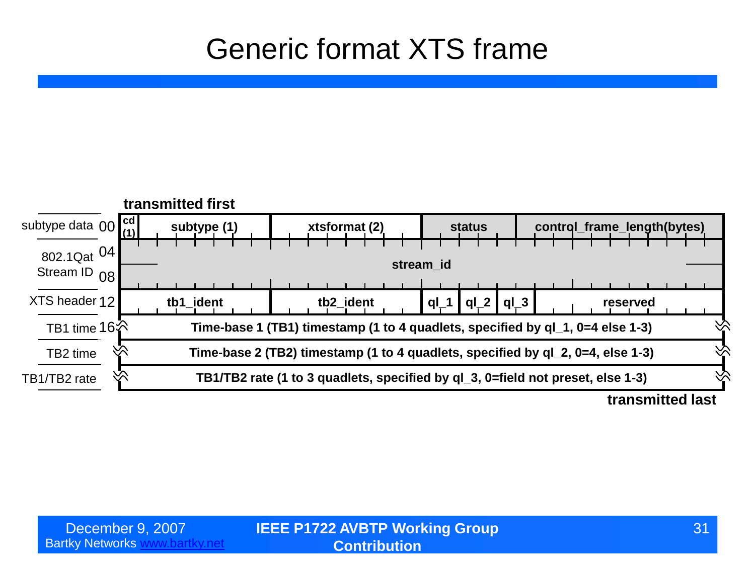# Generic format XTS frame

**transmitted first**

| Offset | Label | Fields |
|---|---|---|
| 00 | subtype data | **cd (1)** \| **subtype (1)** \| **xtsformat (2)** \| **status** \| **control_frame_length(bytes)** |
| 04 | 802.1Qat Stream ID | **stream_id** |
| 08 | | |
| 12 | XTS header | **tb1_ident** \| **tb2_ident** \| **ql_1** \| **ql_2** \| **ql_3** \| **reserved** |
| 16 | TB1 time | **Time-base 1 (TB1) timestamp (1 to 4 quadlets, specified by ql_1, 0=4 else 1-3)** |
| | TB2 time | **Time-base 2 (TB2) timestamp (1 to 4 quadlets, specified by ql_2, 0=4, else 1-3)** |
| | TB1/TB2 rate | **TB1/TB2 rate (1 to 3 quadlets, specified by ql_3, 0=field not preset, else 1-3)** |

**transmitted last**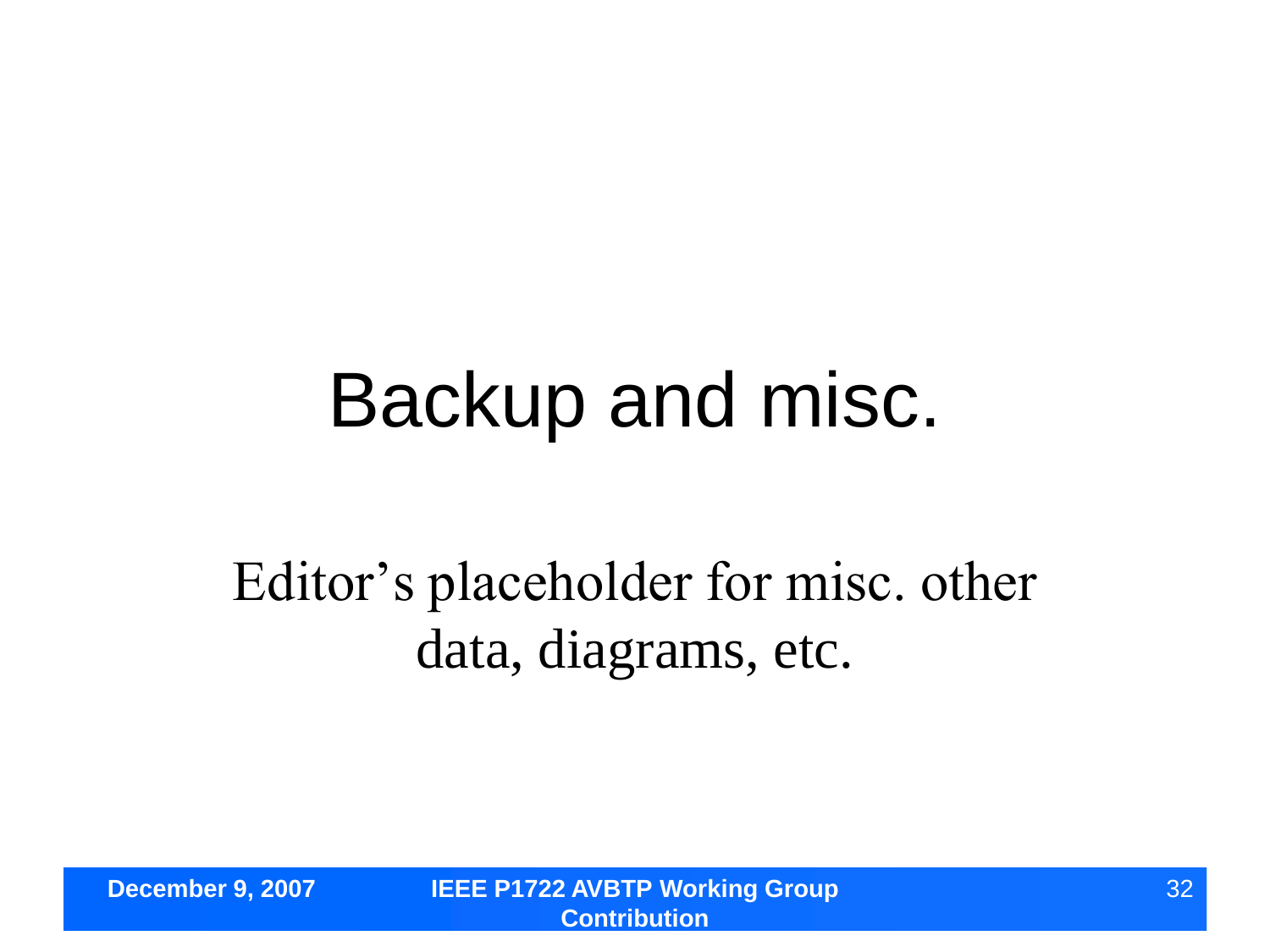# Backup and misc.

Editor's placeholder for misc. other data, diagrams, etc.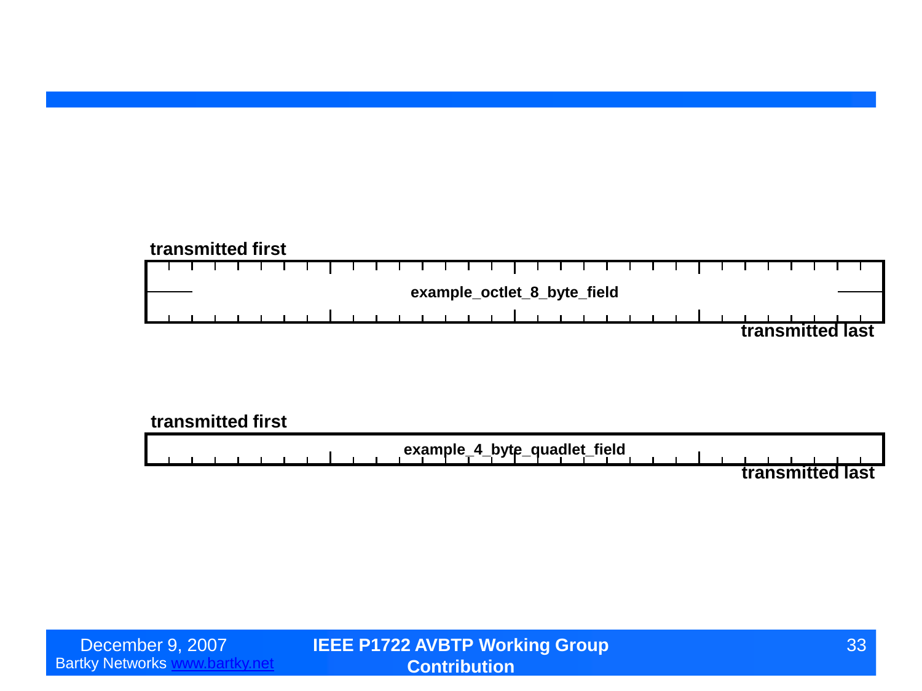transmitted first

example_octlet_8_byte_field

transmitted last

transmitted first

example_4_byte_quadlet_field

transmitted last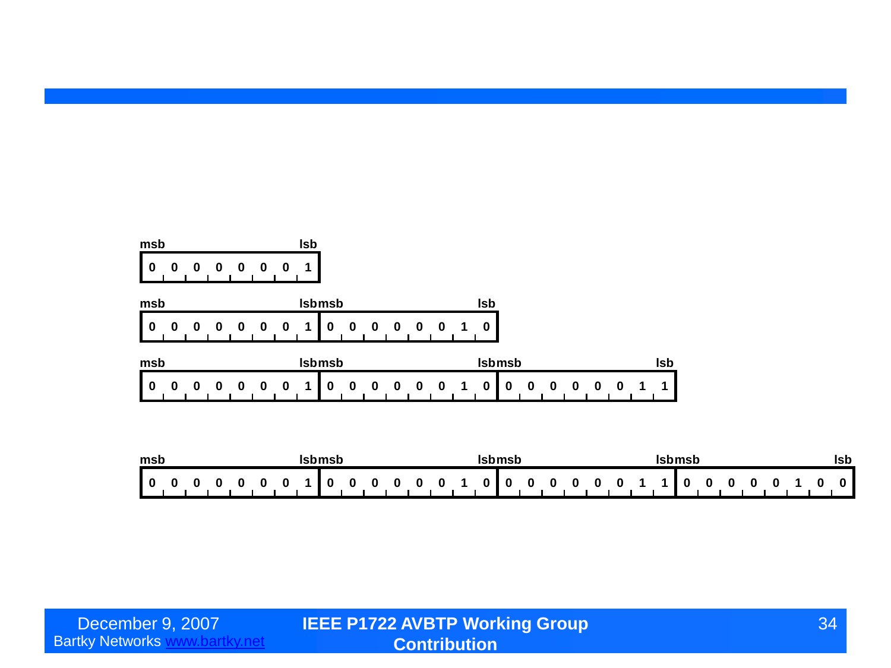| msb | | | | | | | lsb |
| --- | --- | --- | --- | --- | --- | --- | --- |
| 0 | 0 | 0 | 0 | 0 | 0 | 0 | 1 |

| msb | | | | | | | lsb | msb | | | | | | | lsb |
| --- | --- | --- | --- | --- | --- | --- | --- | --- | --- | --- | --- | --- | --- | --- | --- |
| 0 | 0 | 0 | 0 | 0 | 0 | 0 | 1 | 0 | 0 | 0 | 0 | 0 | 0 | 1 | 0 |

| msb | | | | | | | lsb | msb | | | | | | | lsb | msb | | | | | | | lsb |
| --- | --- | --- | --- | --- | --- | --- | --- | --- | --- | --- | --- | --- | --- | --- | --- | --- | --- | --- | --- | --- | --- | --- | --- |
| 0 | 0 | 0 | 0 | 0 | 0 | 0 | 1 | 0 | 0 | 0 | 0 | 0 | 0 | 1 | 0 | 0 | 0 | 0 | 0 | 0 | 0 | 1 | 1 |

| msb | | | | | | | lsb | msb | | | | | | | lsb | msb | | | | | | | lsb | msb | | | | | | | lsb |
| --- | --- | --- | --- | --- | --- | --- | --- | --- | --- | --- | --- | --- | --- | --- | --- | --- | --- | --- | --- | --- | --- | --- | --- | --- | --- | --- | --- | --- | --- | --- | --- |
| 0 | 0 | 0 | 0 | 0 | 0 | 0 | 1 | 0 | 0 | 0 | 0 | 0 | 0 | 1 | 0 | 0 | 0 | 0 | 0 | 0 | 0 | 1 | 1 | 0 | 0 | 0 | 0 | 0 | 1 | 0 | 0 |